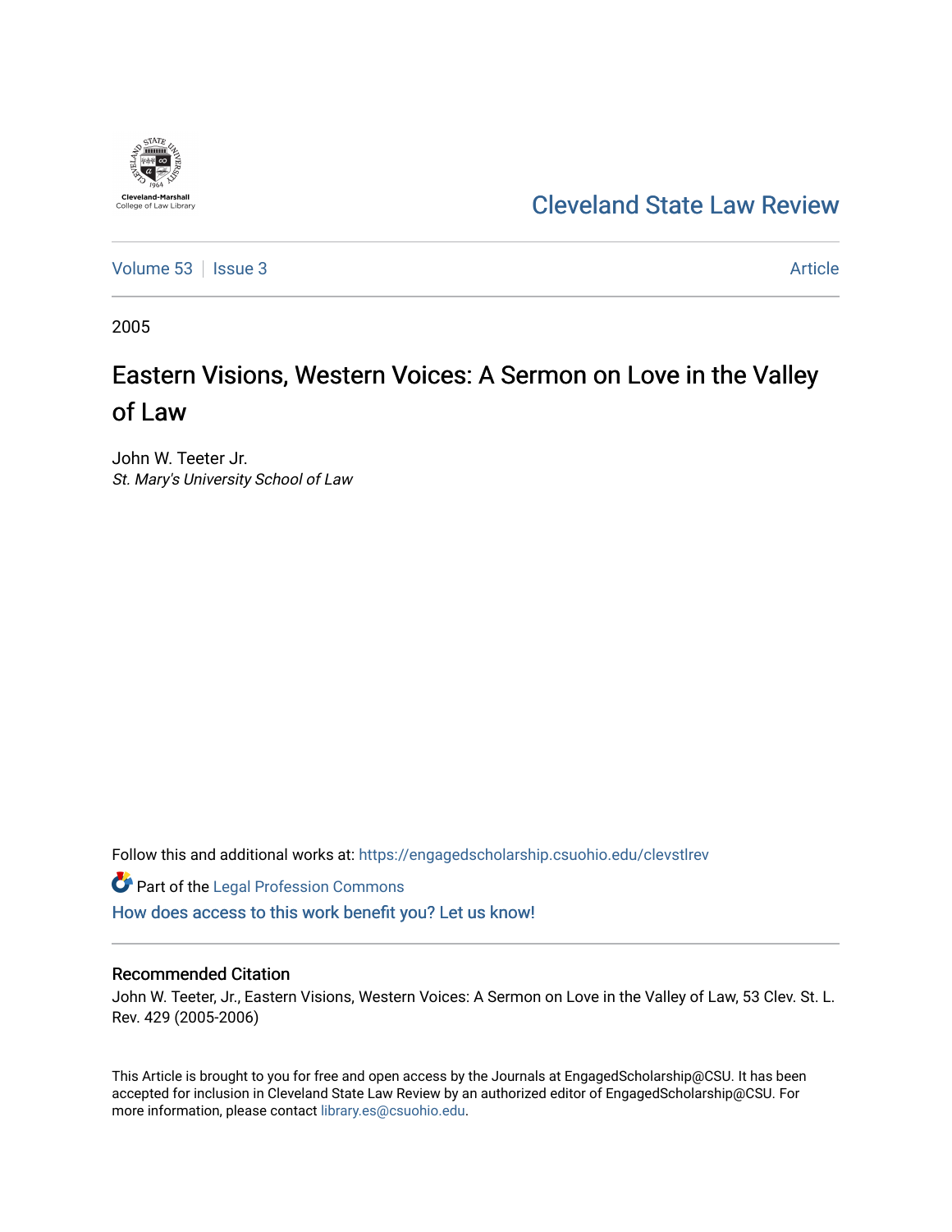Cleveland-Marshall College of Law Library

# Cleveland State Law Review

Volume 53 | Issue 3 | Article

2005

## Eastern Visions, Western Voices: A Sermon on Love in the Valley of Law

John W. Teeter Jr.
*St. Mary's University School of Law*

Follow this and additional works at: https://engagedscholarship.csuohio.edu/clevstlrev

Part of the Legal Profession Commons

How does access to this work benefit you? Let us know!

### Recommended Citation

John W. Teeter, Jr., Eastern Visions, Western Voices: A Sermon on Love in the Valley of Law, 53 Clev. St. L. Rev. 429 (2005-2006)

This Article is brought to you for free and open access by the Journals at EngagedScholarship@CSU. It has been accepted for inclusion in Cleveland State Law Review by an authorized editor of EngagedScholarship@CSU. For more information, please contact library.es@csuohio.edu.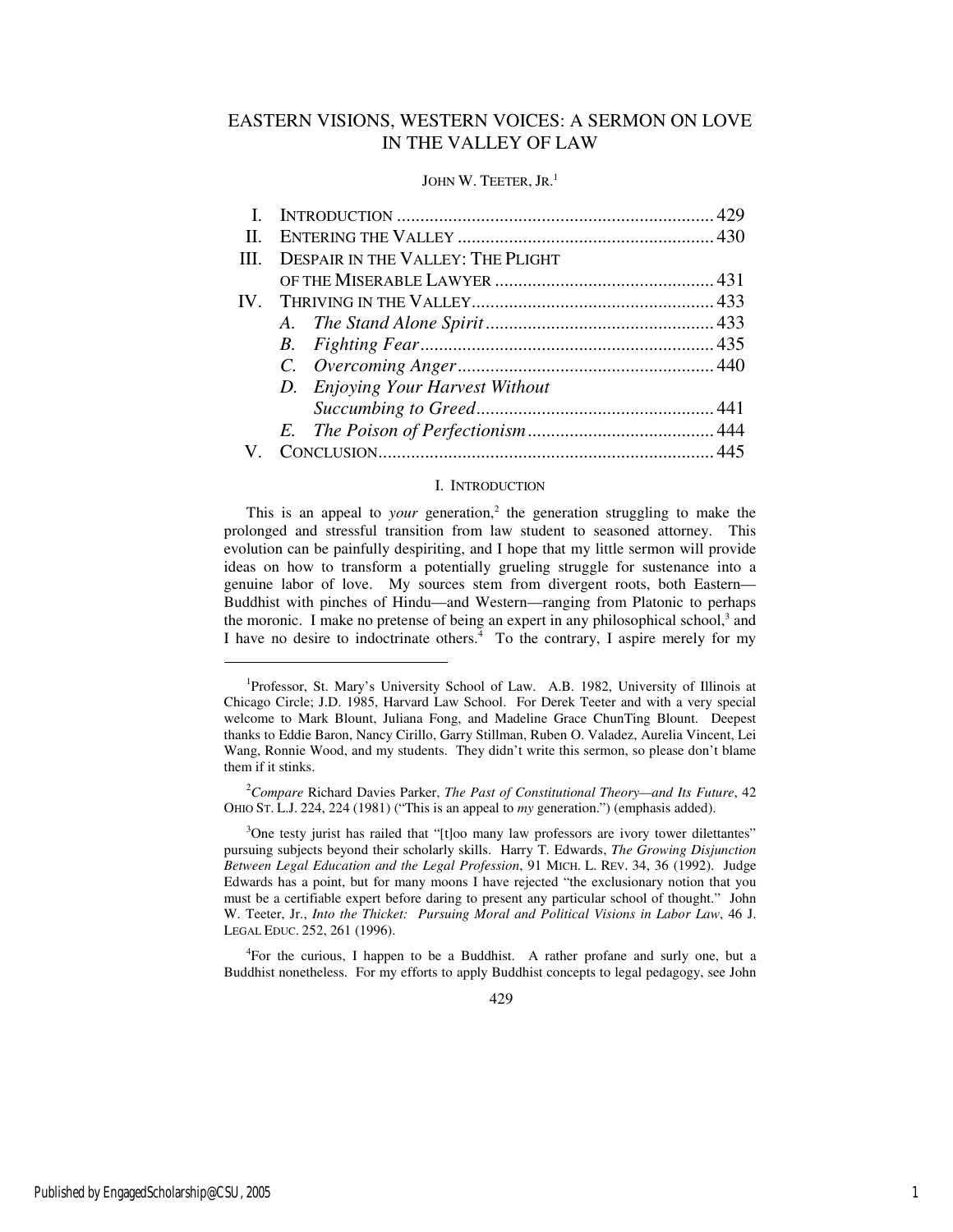# EASTERN VISIONS, WESTERN VOICES: A SERMON ON LOVE IN THE VALLEY OF LAW

JOHN W. TEETER, JR.[1]

| | | |
|---|---|---|
| I. | INTRODUCTION | 429 |
| II. | ENTERING THE VALLEY | 430 |
| III. | DESPAIR IN THE VALLEY: THE PLIGHT OF THE MISERABLE LAWYER | 431 |
| IV. | THRIVING IN THE VALLEY | 433 |
| | *A. The Stand Alone Spirit* | 433 |
| | *B. Fighting Fear* | 435 |
| | *C. Overcoming Anger* | 440 |
| | *D. Enjoying Your Harvest Without Succumbing to Greed* | 441 |
| | *E. The Poison of Perfectionism* | 444 |
| V. | CONCLUSION | 445 |

## I. INTRODUCTION

This is an appeal to *your* generation,[2] the generation struggling to make the prolonged and stressful transition from law student to seasoned attorney. This evolution can be painfully despiriting, and I hope that my little sermon will provide ideas on how to transform a potentially grueling struggle for sustenance into a genuine labor of love. My sources stem from divergent roots, both Eastern—Buddhist with pinches of Hindu—and Western—ranging from Platonic to perhaps the moronic. I make no pretense of being an expert in any philosophical school,[3] and I have no desire to indoctrinate others.[4] To the contrary, I aspire merely for my

---

[1]Professor, St. Mary's University School of Law. A.B. 1982, University of Illinois at Chicago Circle; J.D. 1985, Harvard Law School. For Derek Teeter and with a very special welcome to Mark Blount, Juliana Fong, and Madeline Grace ChunTing Blount. Deepest thanks to Eddie Baron, Nancy Cirillo, Garry Stillman, Ruben O. Valadez, Aurelia Vincent, Lei Wang, Ronnie Wood, and my students. They didn't write this sermon, so please don't blame them if it stinks.

[2]*Compare* Richard Davies Parker, *The Past of Constitutional Theory—and Its Future*, 42 OHIO ST. L.J. 224, 224 (1981) ("This is an appeal to *my* generation.") (emphasis added).

[3]One testy jurist has railed that "[t]oo many law professors are ivory tower dilettantes" pursuing subjects beyond their scholarly skills. Harry T. Edwards, *The Growing Disjunction Between Legal Education and the Legal Profession*, 91 MICH. L. REV. 34, 36 (1992). Judge Edwards has a point, but for many moons I have rejected "the exclusionary notion that you must be a certifiable expert before daring to present any particular school of thought." John W. Teeter, Jr., *Into the Thicket: Pursuing Moral and Political Visions in Labor Law*, 46 J. LEGAL EDUC. 252, 261 (1996).

[4]For the curious, I happen to be a Buddhist. A rather profane and surly one, but a Buddhist nonetheless. For my efforts to apply Buddhist concepts to legal pedagogy, see John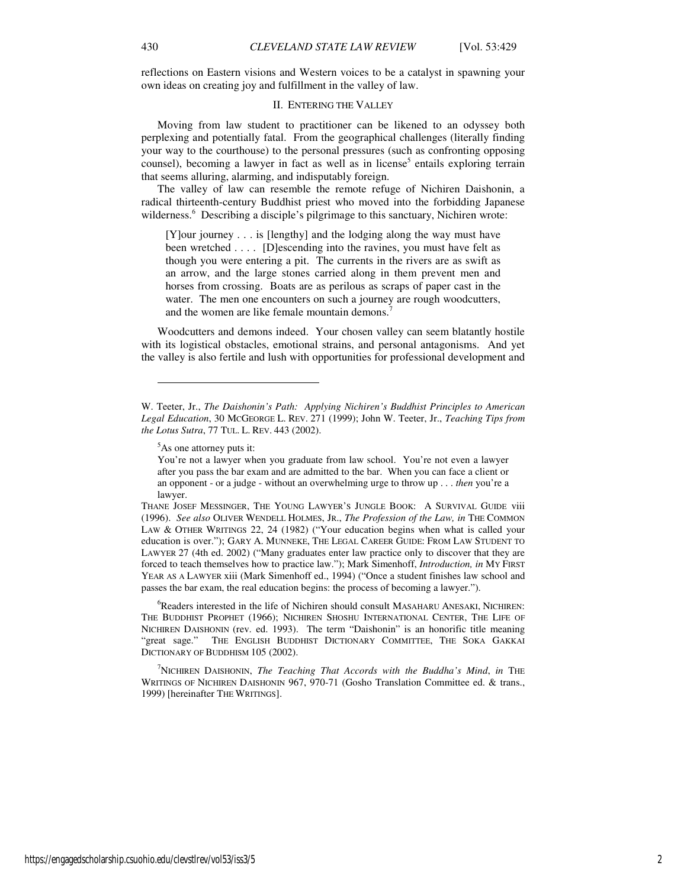reflections on Eastern visions and Western voices to be a catalyst in spawning your own ideas on creating joy and fulfillment in the valley of law.

## II. ENTERING THE VALLEY

Moving from law student to practitioner can be likened to an odyssey both perplexing and potentially fatal. From the geographical challenges (literally finding your way to the courthouse) to the personal pressures (such as confronting opposing counsel), becoming a lawyer in fact as well as in license[5] entails exploring terrain that seems alluring, alarming, and indisputably foreign.

The valley of law can resemble the remote refuge of Nichiren Daishonin, a radical thirteenth-century Buddhist priest who moved into the forbidding Japanese wilderness.[6] Describing a disciple's pilgrimage to this sanctuary, Nichiren wrote:

> [Y]our journey . . . is [lengthy] and the lodging along the way must have been wretched . . . . [D]escending into the ravines, you must have felt as though you were entering a pit. The currents in the rivers are as swift as an arrow, and the large stones carried along in them prevent men and horses from crossing. Boats are as perilous as scraps of paper cast in the water. The men one encounters on such a journey are rough woodcutters, and the women are like female mountain demons.[7]

Woodcutters and demons indeed. Your chosen valley can seem blatantly hostile with its logistical obstacles, emotional strains, and personal antagonisms. And yet the valley is also fertile and lush with opportunities for professional development and

---

W. Teeter, Jr., *The Daishonin's Path: Applying Nichiren's Buddhist Principles to American Legal Education*, 30 MCGEORGE L. REV. 271 (1999); John W. Teeter, Jr., *Teaching Tips from the Lotus Sutra*, 77 TUL. L. REV. 443 (2002).

[5]As one attorney puts it:

> You're not a lawyer when you graduate from law school. You're not even a lawyer after you pass the bar exam and are admitted to the bar. When you can face a client or an opponent - or a judge - without an overwhelming urge to throw up . . . *then* you're a lawyer.

THANE JOSEF MESSINGER, THE YOUNG LAWYER'S JUNGLE BOOK: A SURVIVAL GUIDE viii (1996). *See also* OLIVER WENDELL HOLMES, JR., *The Profession of the Law, in* THE COMMON LAW & OTHER WRITINGS 22, 24 (1982) ("Your education begins when what is called your education is over."); GARY A. MUNNEKE, THE LEGAL CAREER GUIDE: FROM LAW STUDENT TO LAWYER 27 (4th ed. 2002) ("Many graduates enter law practice only to discover that they are forced to teach themselves how to practice law."); Mark Simenhoff, *Introduction, in* MY FIRST YEAR AS A LAWYER xiii (Mark Simenhoff ed., 1994) ("Once a student finishes law school and passes the bar exam, the real education begins: the process of becoming a lawyer.").

[6]Readers interested in the life of Nichiren should consult MASAHARU ANESAKI, NICHIREN: THE BUDDHIST PROPHET (1966); NICHIREN SHOSHU INTERNATIONAL CENTER, THE LIFE OF NICHIREN DAISHONIN (rev. ed. 1993). The term "Daishonin" is an honorific title meaning "great sage." THE ENGLISH BUDDHIST DICTIONARY COMMITTEE, THE SOKA GAKKAI DICTIONARY OF BUDDHISM 105 (2002).

[7]NICHIREN DAISHONIN, *The Teaching That Accords with the Buddha's Mind*, *in* THE WRITINGS OF NICHIREN DAISHONIN 967, 970-71 (Gosho Translation Committee ed. & trans., 1999) [hereinafter THE WRITINGS].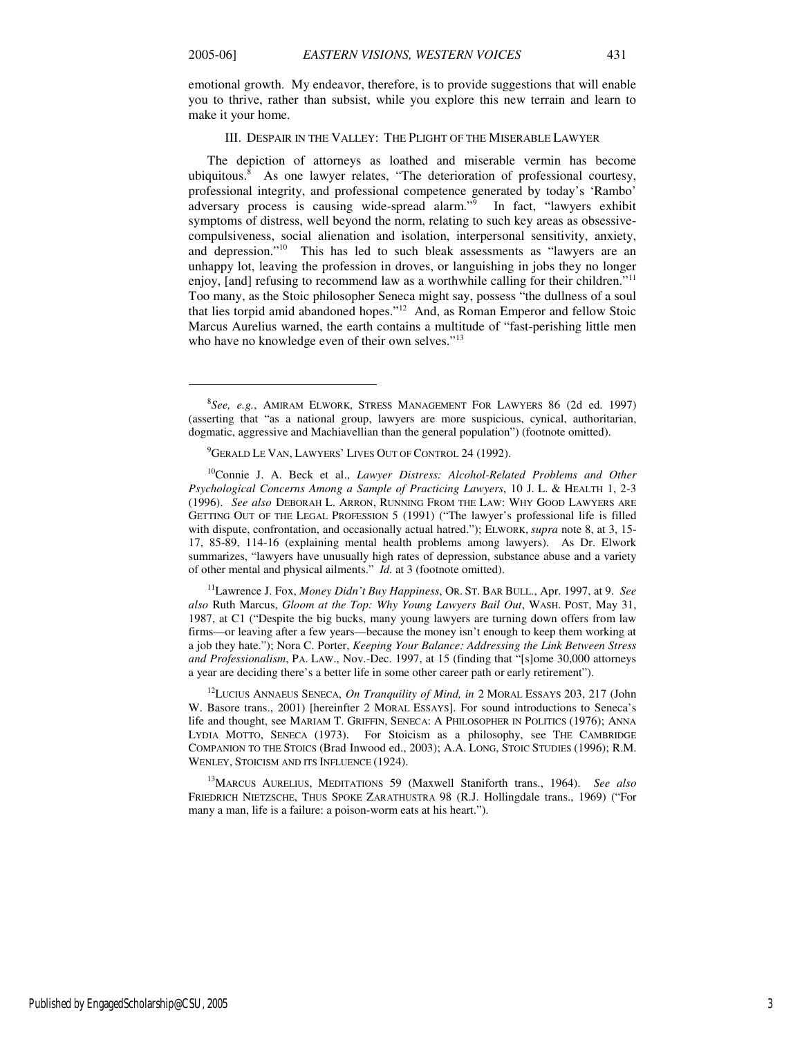emotional growth. My endeavor, therefore, is to provide suggestions that will enable you to thrive, rather than subsist, while you explore this new terrain and learn to make it your home.

### III. Despair in the Valley: The Plight of the Miserable Lawyer

The depiction of attorneys as loathed and miserable vermin has become ubiquitous.[8] As one lawyer relates, "The deterioration of professional courtesy, professional integrity, and professional competence generated by today's 'Rambo' adversary process is causing wide-spread alarm."[9] In fact, "lawyers exhibit symptoms of distress, well beyond the norm, relating to such key areas as obsessive-compulsiveness, social alienation and isolation, interpersonal sensitivity, anxiety, and depression."[10] This has led to such bleak assessments as "lawyers are an unhappy lot, leaving the profession in droves, or languishing in jobs they no longer enjoy, [and] refusing to recommend law as a worthwhile calling for their children."[11] Too many, as the Stoic philosopher Seneca might say, possess "the dullness of a soul that lies torpid amid abandoned hopes."[12] And, as Roman Emperor and fellow Stoic Marcus Aurelius warned, the earth contains a multitude of "fast-perishing little men who have no knowledge even of their own selves."[13]

---

[8]*See, e.g.*, Amiram Elwork, Stress Management For Lawyers 86 (2d ed. 1997) (asserting that "as a national group, lawyers are more suspicious, cynical, authoritarian, dogmatic, aggressive and Machiavellian than the general population") (footnote omitted).

[9]Gerald Le Van, Lawyers' Lives Out of Control 24 (1992).

[10]Connie J. A. Beck et al., *Lawyer Distress: Alcohol-Related Problems and Other Psychological Concerns Among a Sample of Practicing Lawyers*, 10 J. L. & Health 1, 2-3 (1996). *See also* Deborah L. Arron, Running From the Law: Why Good Lawyers are Getting Out of the Legal Profession 5 (1991) ("The lawyer's professional life is filled with dispute, confrontation, and occasionally actual hatred."); Elwork, *supra* note 8, at 3, 15-17, 85-89, 114-16 (explaining mental health problems among lawyers). As Dr. Elwork summarizes, "lawyers have unusually high rates of depression, substance abuse and a variety of other mental and physical ailments." *Id.* at 3 (footnote omitted).

[11]Lawrence J. Fox, *Money Didn't Buy Happiness*, Or. St. Bar Bull., Apr. 1997, at 9. *See also* Ruth Marcus, *Gloom at the Top: Why Young Lawyers Bail Out*, Wash. Post, May 31, 1987, at C1 ("Despite the big bucks, many young lawyers are turning down offers from law firms—or leaving after a few years—because the money isn't enough to keep them working at a job they hate."); Nora C. Porter, *Keeping Your Balance: Addressing the Link Between Stress and Professionalism*, Pa. Law., Nov.-Dec. 1997, at 15 (finding that "[s]ome 30,000 attorneys a year are deciding there's a better life in some other career path or early retirement").

[12]Lucius Annaeus Seneca, *On Tranquility of Mind, in* 2 Moral Essays 203, 217 (John W. Basore trans., 2001) [hereinfter 2 Moral Essays]. For sound introductions to Seneca's life and thought, see Mariam T. Griffin, Seneca: A Philosopher in Politics (1976); Anna Lydia Motto, Seneca (1973). For Stoicism as a philosophy, see The Cambridge Companion to the Stoics (Brad Inwood ed., 2003); A.A. Long, Stoic Studies (1996); R.M. Wenley, Stoicism and its Influence (1924).

[13]Marcus Aurelius, Meditations 59 (Maxwell Staniforth trans., 1964). *See also* Friedrich Nietzsche, Thus Spoke Zarathustra 98 (R.J. Hollingdale trans., 1969) ("For many a man, life is a failure: a poison-worm eats at his heart.").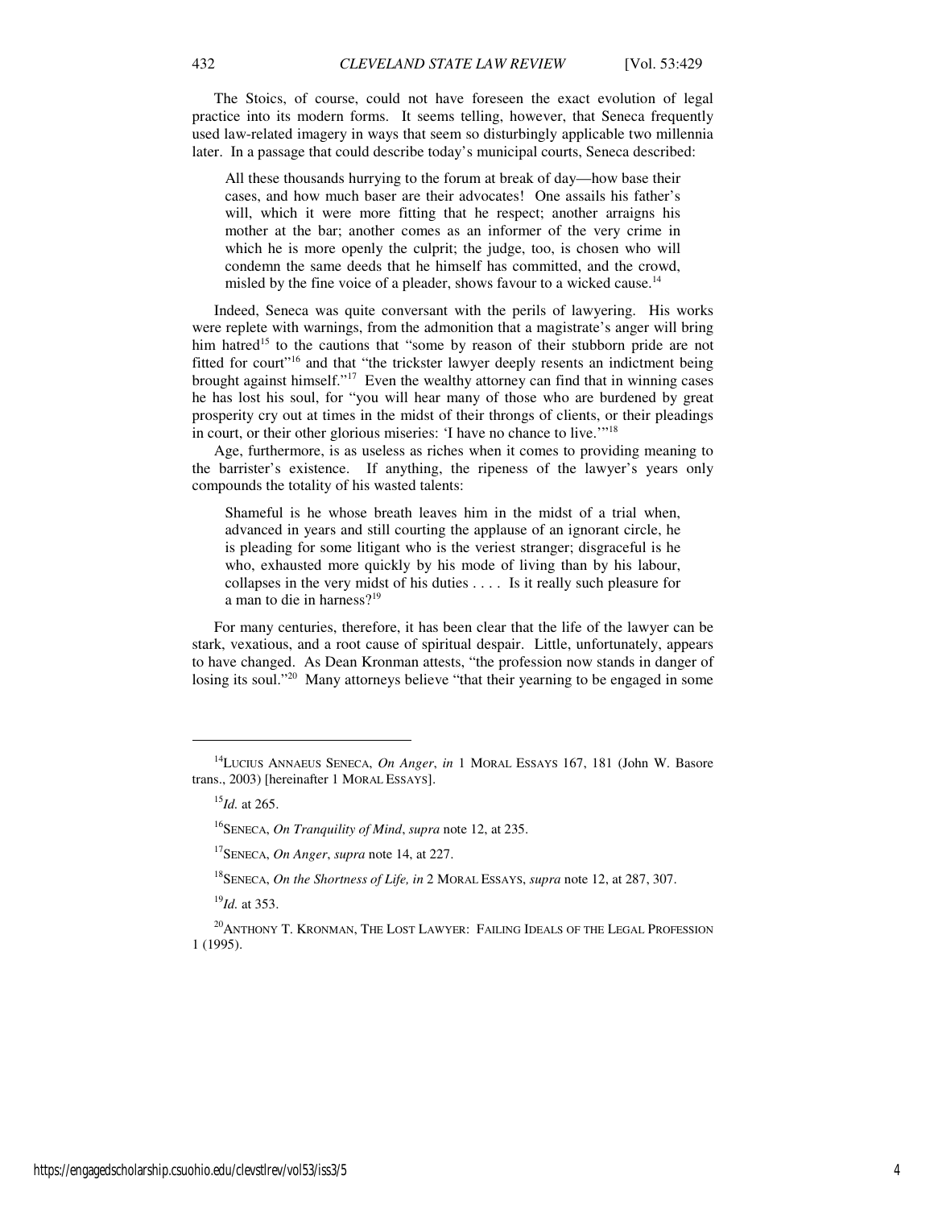The Stoics, of course, could not have foreseen the exact evolution of legal practice into its modern forms. It seems telling, however, that Seneca frequently used law-related imagery in ways that seem so disturbingly applicable two millennia later. In a passage that could describe today's municipal courts, Seneca described:

> All these thousands hurrying to the forum at break of day—how base their cases, and how much baser are their advocates! One assails his father's will, which it were more fitting that he respect; another arraigns his mother at the bar; another comes as an informer of the very crime in which he is more openly the culprit; the judge, too, is chosen who will condemn the same deeds that he himself has committed, and the crowd, misled by the fine voice of a pleader, shows favour to a wicked cause.[14]

Indeed, Seneca was quite conversant with the perils of lawyering. His works were replete with warnings, from the admonition that a magistrate's anger will bring him hatred[15] to the cautions that "some by reason of their stubborn pride are not fitted for court"[16] and that "the trickster lawyer deeply resents an indictment being brought against himself."[17] Even the wealthy attorney can find that in winning cases he has lost his soul, for "you will hear many of those who are burdened by great prosperity cry out at times in the midst of their throngs of clients, or their pleadings in court, or their other glorious miseries: 'I have no chance to live.'"[18]

Age, furthermore, is as useless as riches when it comes to providing meaning to the barrister's existence. If anything, the ripeness of the lawyer's years only compounds the totality of his wasted talents:

> Shameful is he whose breath leaves him in the midst of a trial when, advanced in years and still courting the applause of an ignorant circle, he is pleading for some litigant who is the veriest stranger; disgraceful is he who, exhausted more quickly by his mode of living than by his labour, collapses in the very midst of his duties . . . . Is it really such pleasure for a man to die in harness?[19]

For many centuries, therefore, it has been clear that the life of the lawyer can be stark, vexatious, and a root cause of spiritual despair. Little, unfortunately, appears to have changed. As Dean Kronman attests, "the profession now stands in danger of losing its soul."[20] Many attorneys believe "that their yearning to be engaged in some

---

[14] LUCIUS ANNAEUS SENECA, *On Anger*, *in* 1 MORAL ESSAYS 167, 181 (John W. Basore trans., 2003) [hereinafter 1 MORAL ESSAYS].

[15] *Id.* at 265.

[16] SENECA, *On Tranquility of Mind*, *supra* note 12, at 235.

[17] SENECA, *On Anger*, *supra* note 14, at 227.

[18] SENECA, *On the Shortness of Life, in* 2 MORAL ESSAYS, *supra* note 12, at 287, 307.

[19] *Id.* at 353.

[20] ANTHONY T. KRONMAN, THE LOST LAWYER: FAILING IDEALS OF THE LEGAL PROFESSION 1 (1995).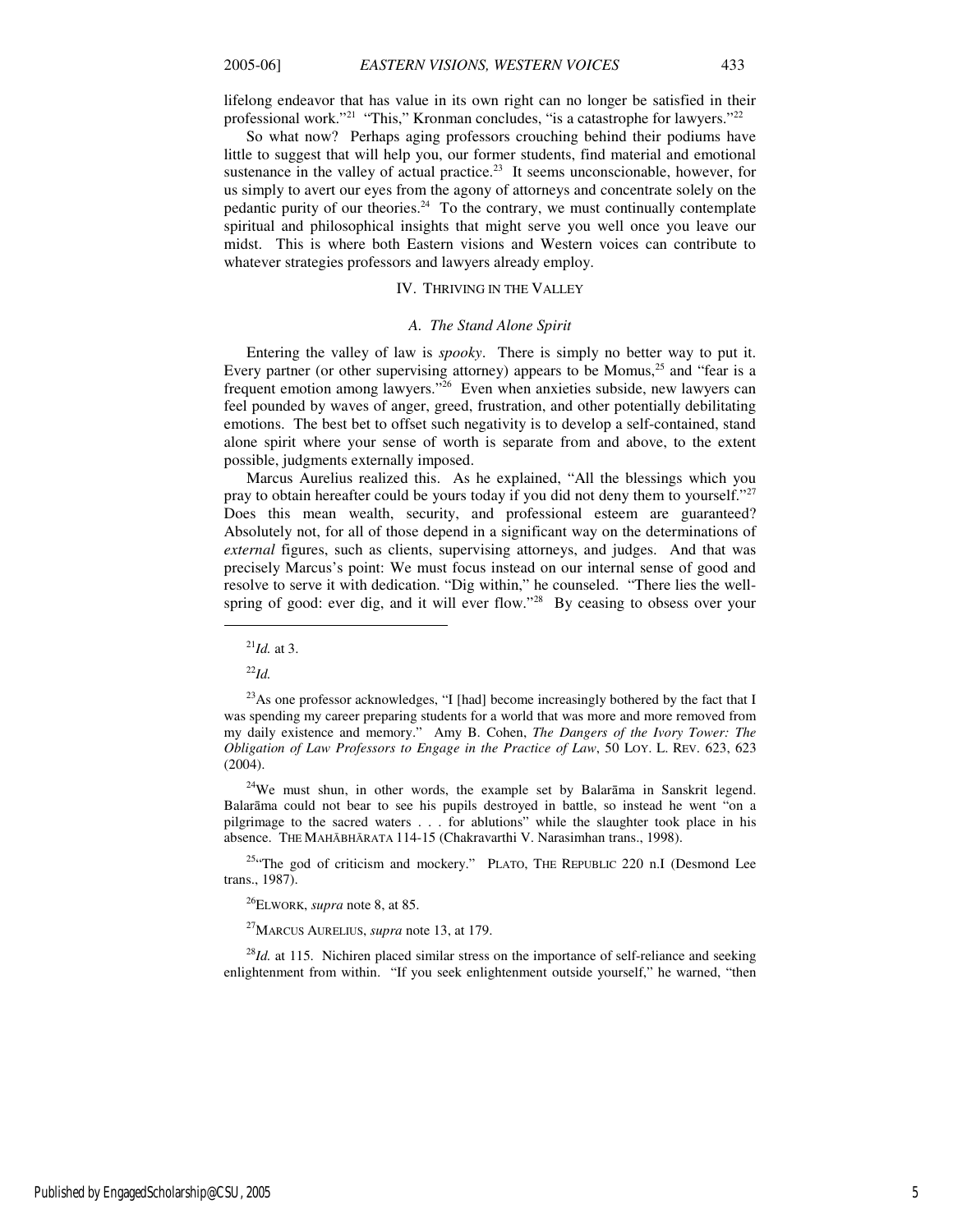lifelong endeavor that has value in its own right can no longer be satisfied in their professional work."[21] "This," Kronman concludes, "is a catastrophe for lawyers."[22]

So what now? Perhaps aging professors crouching behind their podiums have little to suggest that will help you, our former students, find material and emotional sustenance in the valley of actual practice.[23] It seems unconscionable, however, for us simply to avert our eyes from the agony of attorneys and concentrate solely on the pedantic purity of our theories.[24] To the contrary, we must continually contemplate spiritual and philosophical insights that might serve you well once you leave our midst. This is where both Eastern visions and Western voices can contribute to whatever strategies professors and lawyers already employ.

## IV. THRIVING IN THE VALLEY

### *A. The Stand Alone Spirit*

Entering the valley of law is *spooky*. There is simply no better way to put it. Every partner (or other supervising attorney) appears to be Momus,[25] and "fear is a frequent emotion among lawyers."[26] Even when anxieties subside, new lawyers can feel pounded by waves of anger, greed, frustration, and other potentially debilitating emotions. The best bet to offset such negativity is to develop a self-contained, stand alone spirit where your sense of worth is separate from and above, to the extent possible, judgments externally imposed.

Marcus Aurelius realized this. As he explained, "All the blessings which you pray to obtain hereafter could be yours today if you did not deny them to yourself."[27] Does this mean wealth, security, and professional esteem are guaranteed? Absolutely not, for all of those depend in a significant way on the determinations of *external* figures, such as clients, supervising attorneys, and judges. And that was precisely Marcus's point: We must focus instead on our internal sense of good and resolve to serve it with dedication. "Dig within," he counseled. "There lies the well-spring of good: ever dig, and it will ever flow."[28] By ceasing to obsess over your

---

[21] *Id.* at 3.

[22] *Id.*

[23] As one professor acknowledges, "I [had] become increasingly bothered by the fact that I was spending my career preparing students for a world that was more and more removed from my daily existence and memory." Amy B. Cohen, *The Dangers of the Ivory Tower: The Obligation of Law Professors to Engage in the Practice of Law*, 50 LOY. L. REV. 623, 623 (2004).

[24] We must shun, in other words, the example set by Balarāma in Sanskrit legend. Balarāma could not bear to see his pupils destroyed in battle, so instead he went "on a pilgrimage to the sacred waters . . . for ablutions" while the slaughter took place in his absence. THE MAHĀBHĀRATA 114-15 (Chakravarthi V. Narasimhan trans., 1998).

[25] "The god of criticism and mockery." PLATO, THE REPUBLIC 220 n.I (Desmond Lee trans., 1987).

[26] ELWORK, *supra* note 8, at 85.

[27] MARCUS AURELIUS, *supra* note 13, at 179.

[28] *Id.* at 115. Nichiren placed similar stress on the importance of self-reliance and seeking enlightenment from within. "If you seek enlightenment outside yourself," he warned, "then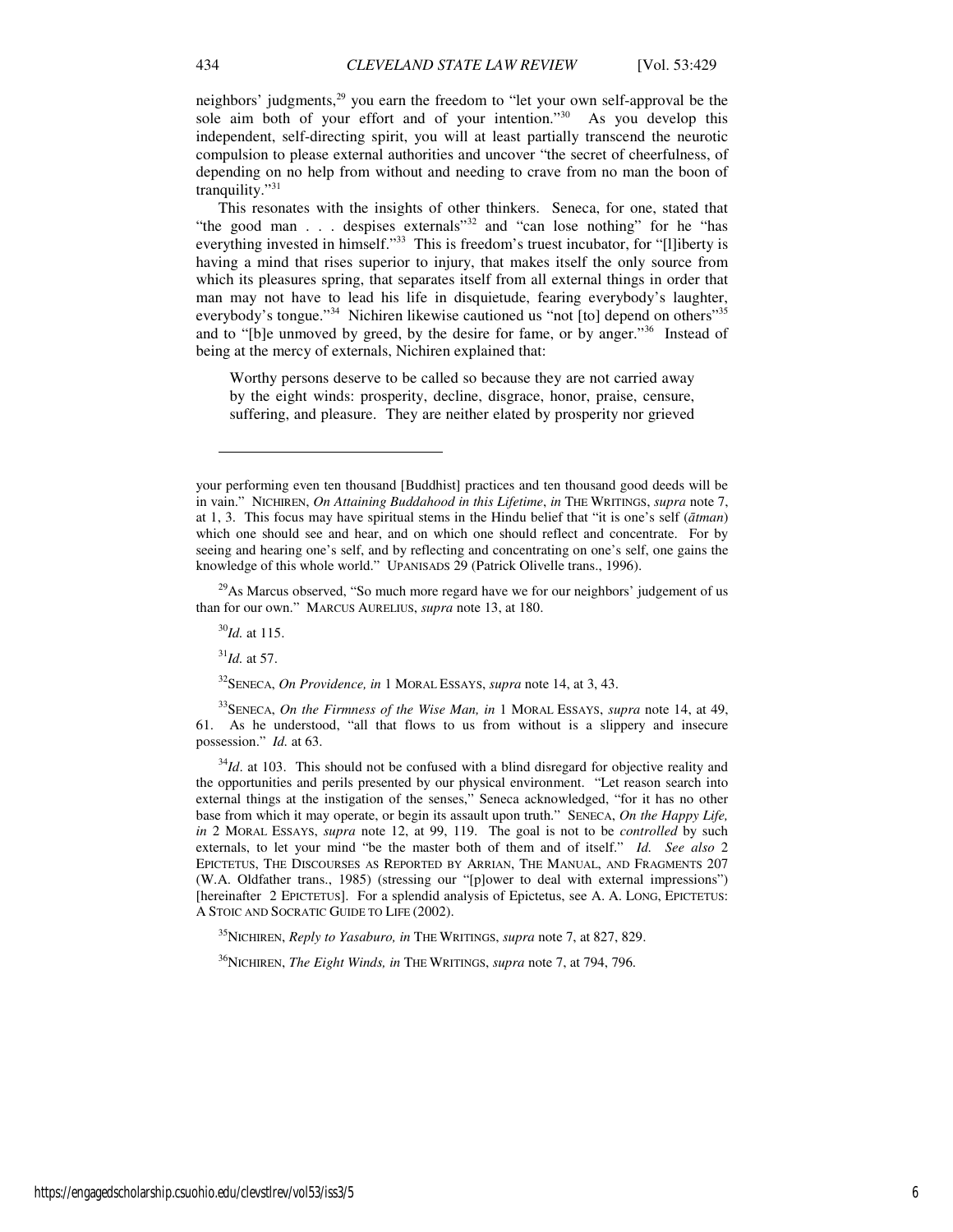neighbors' judgments,[29] you earn the freedom to "let your own self-approval be the sole aim both of your effort and of your intention."[30] As you develop this independent, self-directing spirit, you will at least partially transcend the neurotic compulsion to please external authorities and uncover "the secret of cheerfulness, of depending on no help from without and needing to crave from no man the boon of tranquility."[31]

This resonates with the insights of other thinkers. Seneca, for one, stated that "the good man . . . despises externals"[32] and "can lose nothing" for he "has everything invested in himself."[33] This is freedom's truest incubator, for "[l]iberty is having a mind that rises superior to injury, that makes itself the only source from which its pleasures spring, that separates itself from all external things in order that man may not have to lead his life in disquietude, fearing everybody's laughter, everybody's tongue."[34] Nichiren likewise cautioned us "not [to] depend on others"[35] and to "[b]e unmoved by greed, by the desire for fame, or by anger."[36] Instead of being at the mercy of externals, Nichiren explained that:

> Worthy persons deserve to be called so because they are not carried away by the eight winds: prosperity, decline, disgrace, honor, praise, censure, suffering, and pleasure. They are neither elated by prosperity nor grieved

---

your performing even ten thousand [Buddhist] practices and ten thousand good deeds will be in vain." NICHIREN, *On Attaining Buddahood in this Lifetime*, *in* THE WRITINGS, *supra* note 7, at 1, 3. This focus may have spiritual stems in the Hindu belief that "it is one's self (*ātman*) which one should see and hear, and on which one should reflect and concentrate. For by seeing and hearing one's self, and by reflecting and concentrating on one's self, one gains the knowledge of this whole world." UPANISADS 29 (Patrick Olivelle trans., 1996).

[29] As Marcus observed, "So much more regard have we for our neighbors' judgement of us than for our own." MARCUS AURELIUS, *supra* note 13, at 180.

[30] *Id.* at 115.

[31] *Id.* at 57.

[32] SENECA, *On Providence, in* 1 MORAL ESSAYS, *supra* note 14, at 3, 43.

[33] SENECA, *On the Firmness of the Wise Man, in* 1 MORAL ESSAYS, *supra* note 14, at 49, 61. As he understood, "all that flows to us from without is a slippery and insecure possession." *Id.* at 63.

[34] *Id*. at 103. This should not be confused with a blind disregard for objective reality and the opportunities and perils presented by our physical environment. "Let reason search into external things at the instigation of the senses," Seneca acknowledged, "for it has no other base from which it may operate, or begin its assault upon truth." SENECA, *On the Happy Life, in* 2 MORAL ESSAYS, *supra* note 12, at 99, 119. The goal is not to be *controlled* by such externals, to let your mind "be the master both of them and of itself." *Id. See also* 2 EPICTETUS, THE DISCOURSES AS REPORTED BY ARRIAN, THE MANUAL, AND FRAGMENTS 207 (W.A. Oldfather trans., 1985) (stressing our "[p]ower to deal with external impressions") [hereinafter 2 EPICTETUS]. For a splendid analysis of Epictetus, see A. A. LONG, EPICTETUS: A STOIC AND SOCRATIC GUIDE TO LIFE (2002).

[35] NICHIREN, *Reply to Yasaburo, in* THE WRITINGS, *supra* note 7, at 827, 829.

[36] NICHIREN, *The Eight Winds, in* THE WRITINGS, *supra* note 7, at 794, 796.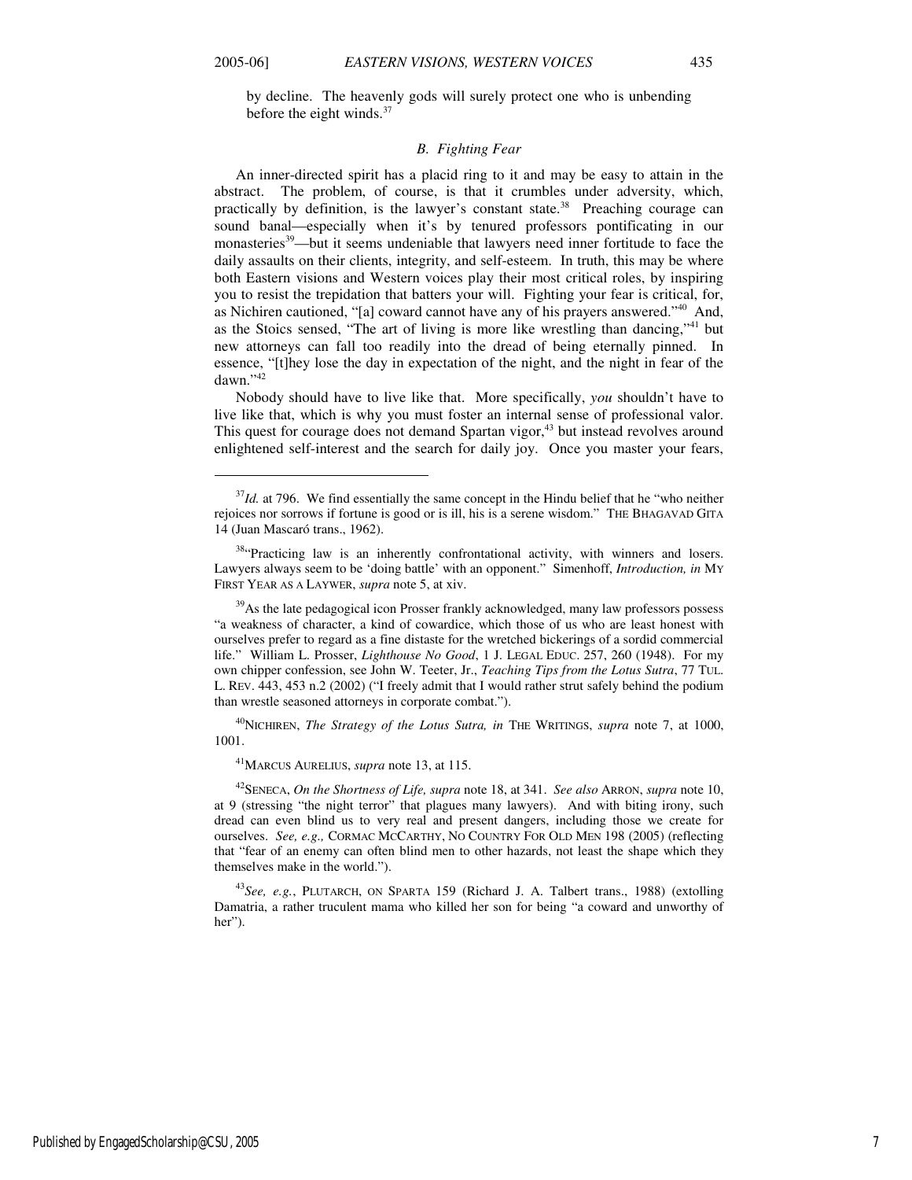by decline. The heavenly gods will surely protect one who is unbending before the eight winds.[37]

### *B. Fighting Fear*

An inner-directed spirit has a placid ring to it and may be easy to attain in the abstract. The problem, of course, is that it crumbles under adversity, which, practically by definition, is the lawyer's constant state.[38] Preaching courage can sound banal—especially when it's by tenured professors pontificating in our monasteries[39]—but it seems undeniable that lawyers need inner fortitude to face the daily assaults on their clients, integrity, and self-esteem. In truth, this may be where both Eastern visions and Western voices play their most critical roles, by inspiring you to resist the trepidation that batters your will. Fighting your fear is critical, for, as Nichiren cautioned, "[a] coward cannot have any of his prayers answered."[40] And, as the Stoics sensed, "The art of living is more like wrestling than dancing,"[41] but new attorneys can fall too readily into the dread of being eternally pinned. In essence, "[t]hey lose the day in expectation of the night, and the night in fear of the dawn."[42]

Nobody should have to live like that. More specifically, *you* shouldn't have to live like that, which is why you must foster an internal sense of professional valor. This quest for courage does not demand Spartan vigor,[43] but instead revolves around enlightened self-interest and the search for daily joy. Once you master your fears,

---

[37] *Id.* at 796. We find essentially the same concept in the Hindu belief that he "who neither rejoices nor sorrows if fortune is good or is ill, his is a serene wisdom." THE BHAGAVAD GITA 14 (Juan Mascaró trans., 1962).

[38] "Practicing law is an inherently confrontational activity, with winners and losers. Lawyers always seem to be 'doing battle' with an opponent." Simenhoff, *Introduction, in* MY FIRST YEAR AS A LAYWER, *supra* note 5, at xiv.

[39] As the late pedagogical icon Prosser frankly acknowledged, many law professors possess "a weakness of character, a kind of cowardice, which those of us who are least honest with ourselves prefer to regard as a fine distaste for the wretched bickerings of a sordid commercial life." William L. Prosser, *Lighthouse No Good*, 1 J. LEGAL EDUC. 257, 260 (1948). For my own chipper confession, see John W. Teeter, Jr., *Teaching Tips from the Lotus Sutra*, 77 TUL. L. REV. 443, 453 n.2 (2002) ("I freely admit that I would rather strut safely behind the podium than wrestle seasoned attorneys in corporate combat.").

[40] NICHIREN, *The Strategy of the Lotus Sutra, in* THE WRITINGS, *supra* note 7, at 1000, 1001.

[41] MARCUS AURELIUS, *supra* note 13, at 115.

[42] SENECA, *On the Shortness of Life, supra* note 18, at 341. *See also* ARRON, *supra* note 10, at 9 (stressing "the night terror" that plagues many lawyers). And with biting irony, such dread can even blind us to very real and present dangers, including those we create for ourselves. *See, e.g.,* CORMAC MCCARTHY, NO COUNTRY FOR OLD MEN 198 (2005) (reflecting that "fear of an enemy can often blind men to other hazards, not least the shape which they themselves make in the world.").

[43] *See, e.g.*, PLUTARCH, ON SPARTA 159 (Richard J. A. Talbert trans., 1988) (extolling Damatria, a rather truculent mama who killed her son for being "a coward and unworthy of her").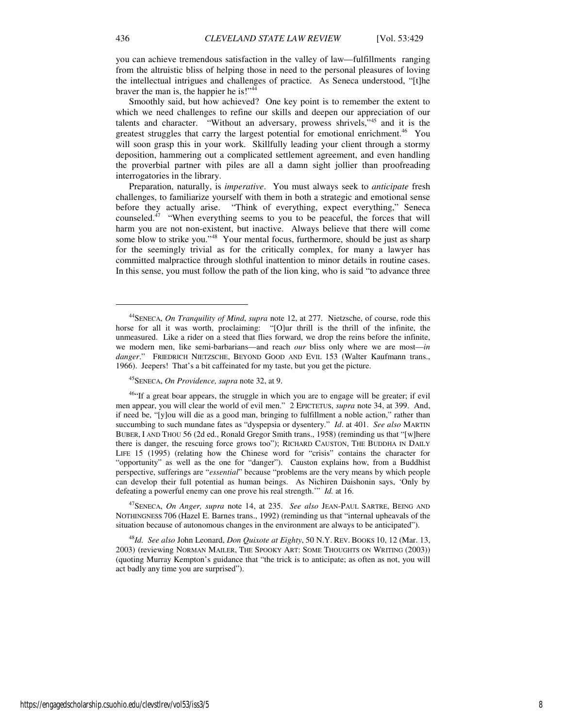you can achieve tremendous satisfaction in the valley of law—fulfillments ranging from the altruistic bliss of helping those in need to the personal pleasures of loving the intellectual intrigues and challenges of practice. As Seneca understood, "[t]he braver the man is, the happier he is!"[44]

Smoothly said, but how achieved? One key point is to remember the extent to which we need challenges to refine our skills and deepen our appreciation of our talents and character. "Without an adversary, prowess shrivels,"[45] and it is the greatest struggles that carry the largest potential for emotional enrichment.[46] You will soon grasp this in your work. Skillfully leading your client through a stormy deposition, hammering out a complicated settlement agreement, and even handling the proverbial partner with piles are all a damn sight jollier than proofreading interrogatories in the library.

Preparation, naturally, is *imperative*. You must always seek to *anticipate* fresh challenges, to familiarize yourself with them in both a strategic and emotional sense before they actually arise. "Think of everything, expect everything," Seneca counseled.[47] "When everything seems to you to be peaceful, the forces that will harm you are not non-existent, but inactive. Always believe that there will come some blow to strike you."[48] Your mental focus, furthermore, should be just as sharp for the seemingly trivial as for the critically complex, for many a lawyer has committed malpractice through slothful inattention to minor details in routine cases. In this sense, you must follow the path of the lion king, who is said "to advance three

---

[44] SENECA, *On Tranquility of Mind*, *supra* note 12, at 277. Nietzsche, of course, rode this horse for all it was worth, proclaiming: "[O]ur thrill is the thrill of the infinite, the unmeasured. Like a rider on a steed that flies forward, we drop the reins before the infinite, we modern men, like semi-barbarians—and reach *our* bliss only where we are most—*in danger*." FRIEDRICH NIETZSCHE, BEYOND GOOD AND EVIL 153 (Walter Kaufmann trans., 1966). Jeepers! That's a bit caffeinated for my taste, but you get the picture.

[45] SENECA, *On Providence, supra* note 32, at 9.

[46] "If a great boar appears, the struggle in which you are to engage will be greater; if evil men appear, you will clear the world of evil men." 2 EPICTETUS, *supra* note 34, at 399. And, if need be, "[y]ou will die as a good man, bringing to fulfillment a noble action," rather than succumbing to such mundane fates as "dyspepsia or dysentery." *Id*. at 401. *See also* MARTIN BUBER, I AND THOU 56 (2d ed., Ronald Gregor Smith trans., 1958) (reminding us that "[w]here there is danger, the rescuing force grows too"); RICHARD CAUSTON, THE BUDDHA IN DAILY LIFE 15 (1995) (relating how the Chinese word for "crisis" contains the character for "opportunity" as well as the one for "danger"). Causton explains how, from a Buddhist perspective, sufferings are "*essential*" because "problems are the very means by which people can develop their full potential as human beings. As Nichiren Daishonin says, 'Only by defeating a powerful enemy can one prove his real strength.'" *Id.* at 16.

[47] SENECA, *On Anger, supra* note 14, at 235. *See also* JEAN-PAUL SARTRE, BEING AND NOTHINGNESS 706 (Hazel E. Barnes trans., 1992) (reminding us that "internal upheavals of the situation because of autonomous changes in the environment are always to be anticipated").

[48] *Id. See also* John Leonard, *Don Quixote at Eighty*, 50 N.Y. REV. BOOKS 10, 12 (Mar. 13, 2003) (reviewing NORMAN MAILER, THE SPOOKY ART: SOME THOUGHTS ON WRITING (2003)) (quoting Murray Kempton's guidance that "the trick is to anticipate; as often as not, you will act badly any time you are surprised").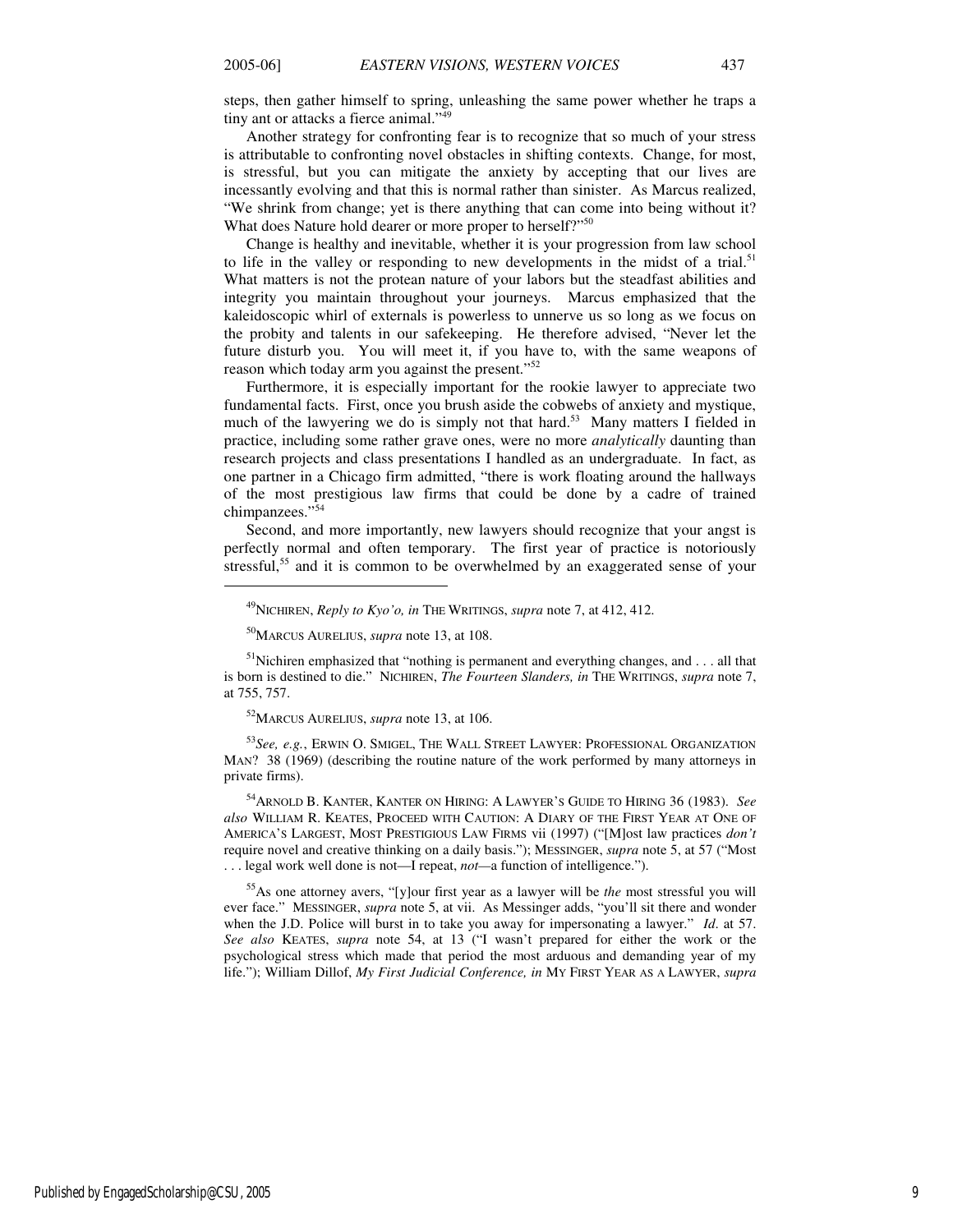steps, then gather himself to spring, unleashing the same power whether he traps a tiny ant or attacks a fierce animal."[49]

Another strategy for confronting fear is to recognize that so much of your stress is attributable to confronting novel obstacles in shifting contexts. Change, for most, is stressful, but you can mitigate the anxiety by accepting that our lives are incessantly evolving and that this is normal rather than sinister. As Marcus realized, "We shrink from change; yet is there anything that can come into being without it? What does Nature hold dearer or more proper to herself?"[50]

Change is healthy and inevitable, whether it is your progression from law school to life in the valley or responding to new developments in the midst of a trial.[51] What matters is not the protean nature of your labors but the steadfast abilities and integrity you maintain throughout your journeys. Marcus emphasized that the kaleidoscopic whirl of externals is powerless to unnerve us so long as we focus on the probity and talents in our safekeeping. He therefore advised, "Never let the future disturb you. You will meet it, if you have to, with the same weapons of reason which today arm you against the present."[52]

Furthermore, it is especially important for the rookie lawyer to appreciate two fundamental facts. First, once you brush aside the cobwebs of anxiety and mystique, much of the lawyering we do is simply not that hard.[53] Many matters I fielded in practice, including some rather grave ones, were no more *analytically* daunting than research projects and class presentations I handled as an undergraduate. In fact, as one partner in a Chicago firm admitted, "there is work floating around the hallways of the most prestigious law firms that could be done by a cadre of trained chimpanzees."[54]

Second, and more importantly, new lawyers should recognize that your angst is perfectly normal and often temporary. The first year of practice is notoriously stressful,[55] and it is common to be overwhelmed by an exaggerated sense of your

---

[49] NICHIREN, *Reply to Kyo'o, in* THE WRITINGS, *supra* note 7, at 412, 412.

[50] MARCUS AURELIUS, *supra* note 13, at 108.

[51] Nichiren emphasized that "nothing is permanent and everything changes, and . . . all that is born is destined to die." NICHIREN, *The Fourteen Slanders, in* THE WRITINGS, *supra* note 7, at 755, 757.

[52] MARCUS AURELIUS, *supra* note 13, at 106.

[53] *See, e.g.*, ERWIN O. SMIGEL, THE WALL STREET LAWYER: PROFESSIONAL ORGANIZATION MAN? 38 (1969) (describing the routine nature of the work performed by many attorneys in private firms).

[54] ARNOLD B. KANTER, KANTER ON HIRING: A LAWYER'S GUIDE TO HIRING 36 (1983). *See also* WILLIAM R. KEATES, PROCEED WITH CAUTION: A DIARY OF THE FIRST YEAR AT ONE OF AMERICA'S LARGEST, MOST PRESTIGIOUS LAW FIRMS vii (1997) ("[M]ost law practices *don't* require novel and creative thinking on a daily basis."); MESSINGER, *supra* note 5, at 57 ("Most . . . legal work well done is not—I repeat, *not*—a function of intelligence.").

[55] As one attorney avers, "[y]our first year as a lawyer will be *the* most stressful you will ever face." MESSINGER, *supra* note 5, at vii. As Messinger adds, "you'll sit there and wonder when the J.D. Police will burst in to take you away for impersonating a lawyer." *Id.* at 57. *See also* KEATES, *supra* note 54, at 13 ("I wasn't prepared for either the work or the psychological stress which made that period the most arduous and demanding year of my life."); William Dillof, *My First Judicial Conference, in* MY FIRST YEAR AS A LAWYER, *supra*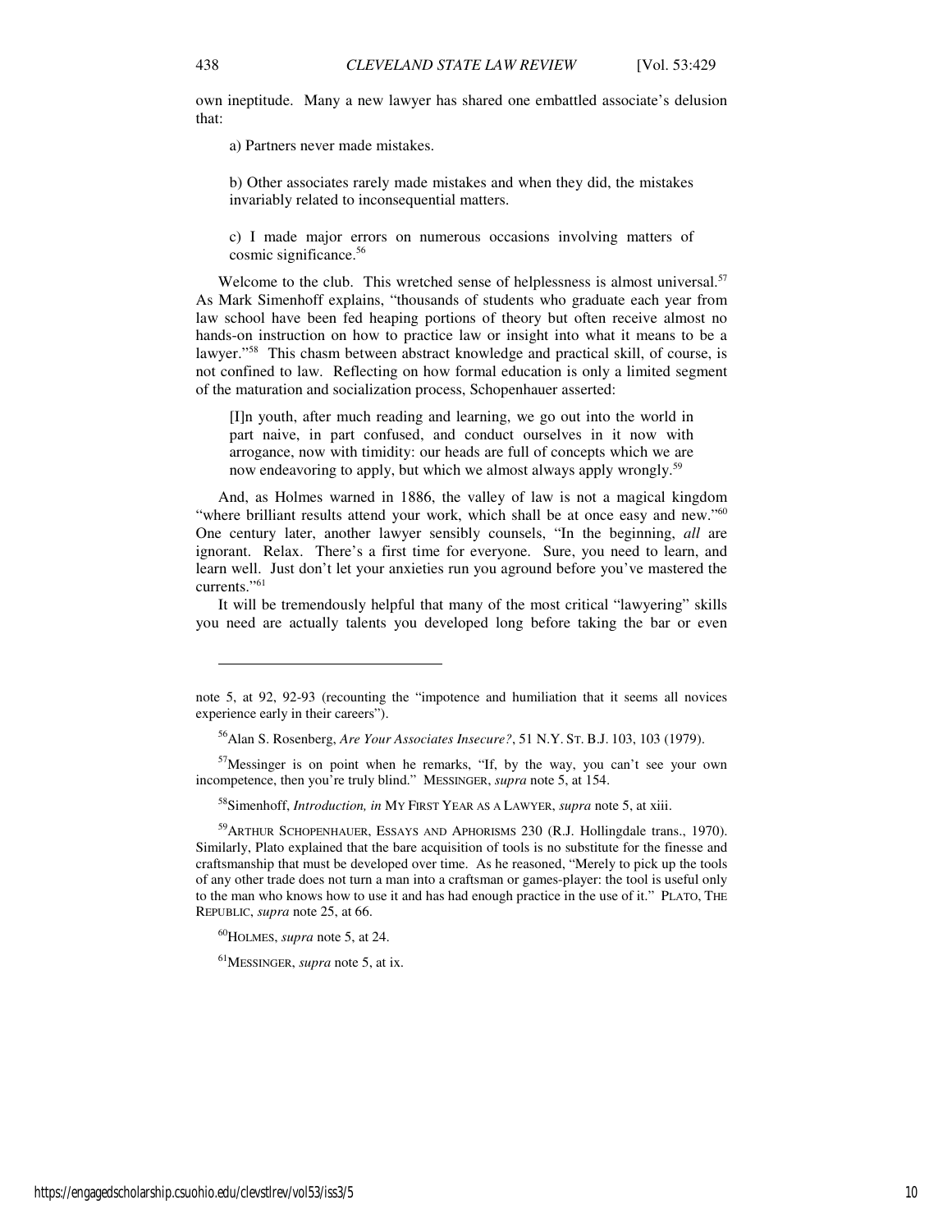own ineptitude. Many a new lawyer has shared one embattled associate's delusion that:

> a) Partners never made mistakes.
>
> b) Other associates rarely made mistakes and when they did, the mistakes invariably related to inconsequential matters.
>
> c) I made major errors on numerous occasions involving matters of cosmic significance.[56]

Welcome to the club. This wretched sense of helplessness is almost universal.[57] As Mark Simenhoff explains, "thousands of students who graduate each year from law school have been fed heaping portions of theory but often receive almost no hands-on instruction on how to practice law or insight into what it means to be a lawyer."[58] This chasm between abstract knowledge and practical skill, of course, is not confined to law. Reflecting on how formal education is only a limited segment of the maturation and socialization process, Schopenhauer asserted:

> [I]n youth, after much reading and learning, we go out into the world in part naive, in part confused, and conduct ourselves in it now with arrogance, now with timidity: our heads are full of concepts which we are now endeavoring to apply, but which we almost always apply wrongly.[59]

And, as Holmes warned in 1886, the valley of law is not a magical kingdom "where brilliant results attend your work, which shall be at once easy and new."[60] One century later, another lawyer sensibly counsels, "In the beginning, *all* are ignorant. Relax. There's a first time for everyone. Sure, you need to learn, and learn well. Just don't let your anxieties run you aground before you've mastered the currents."[61]

It will be tremendously helpful that many of the most critical "lawyering" skills you need are actually talents you developed long before taking the bar or even

---

note 5, at 92, 92-93 (recounting the "impotence and humiliation that it seems all novices experience early in their careers").

[56] Alan S. Rosenberg, *Are Your Associates Insecure?*, 51 N.Y. ST. B.J. 103, 103 (1979).

[57] Messinger is on point when he remarks, "If, by the way, you can't see your own incompetence, then you're truly blind." MESSINGER, *supra* note 5, at 154.

[58] Simenhoff, *Introduction, in* MY FIRST YEAR AS A LAWYER, *supra* note 5, at xiii.

[59] ARTHUR SCHOPENHAUER, ESSAYS AND APHORISMS 230 (R.J. Hollingdale trans., 1970). Similarly, Plato explained that the bare acquisition of tools is no substitute for the finesse and craftsmanship that must be developed over time. As he reasoned, "Merely to pick up the tools of any other trade does not turn a man into a craftsman or games-player: the tool is useful only to the man who knows how to use it and has had enough practice in the use of it." PLATO, THE REPUBLIC, *supra* note 25, at 66.

[60] HOLMES, *supra* note 5, at 24.

[61] MESSINGER, *supra* note 5, at ix.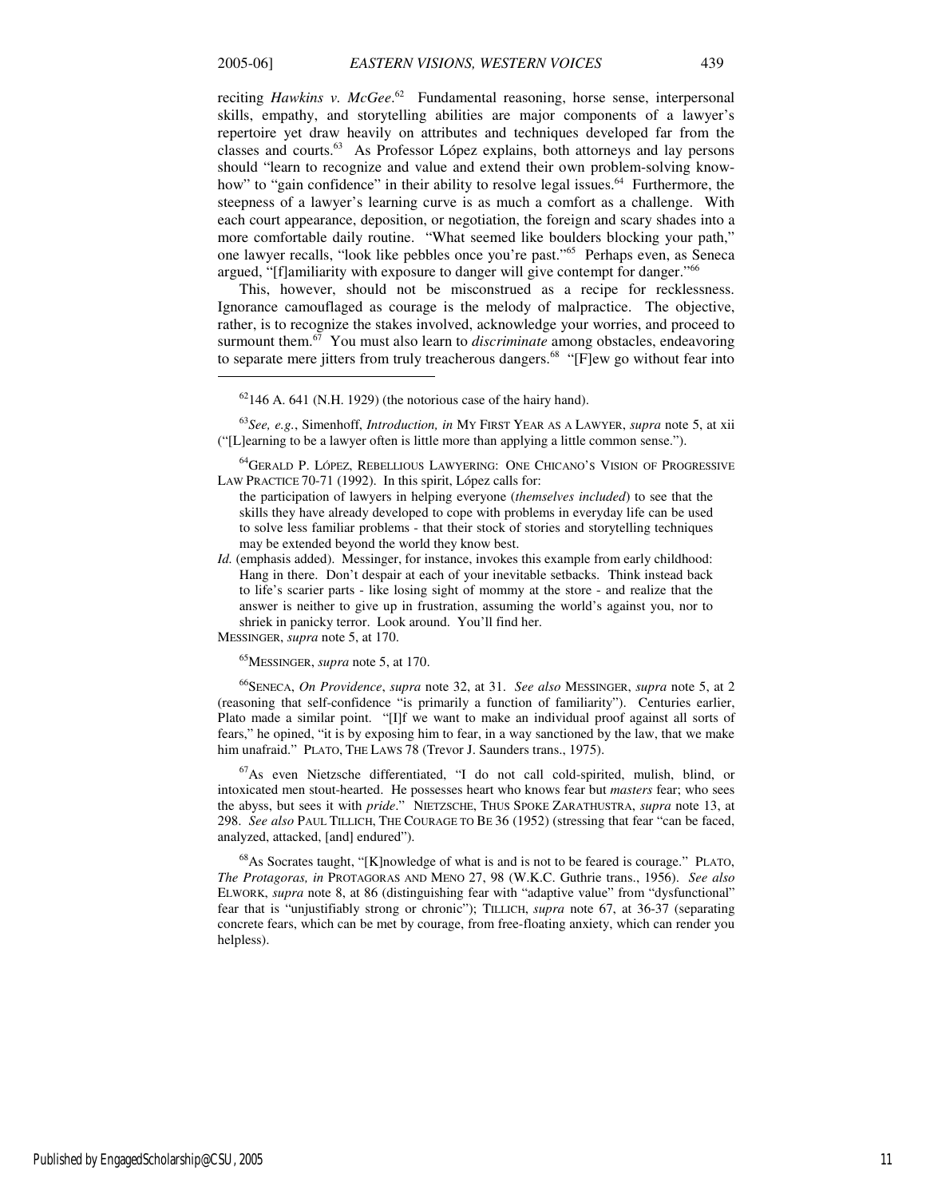reciting *Hawkins v. McGee*.[62] Fundamental reasoning, horse sense, interpersonal skills, empathy, and storytelling abilities are major components of a lawyer's repertoire yet draw heavily on attributes and techniques developed far from the classes and courts.[63] As Professor López explains, both attorneys and lay persons should "learn to recognize and value and extend their own problem-solving know-how" to "gain confidence" in their ability to resolve legal issues.[64] Furthermore, the steepness of a lawyer's learning curve is as much a comfort as a challenge. With each court appearance, deposition, or negotiation, the foreign and scary shades into a more comfortable daily routine. "What seemed like boulders blocking your path," one lawyer recalls, "look like pebbles once you're past."[65] Perhaps even, as Seneca argued, "[f]amiliarity with exposure to danger will give contempt for danger."[66]

This, however, should not be misconstrued as a recipe for recklessness. Ignorance camouflaged as courage is the melody of malpractice. The objective, rather, is to recognize the stakes involved, acknowledge your worries, and proceed to surmount them.[67] You must also learn to *discriminate* among obstacles, endeavoring to separate mere jitters from truly treacherous dangers.[68] "[F]ew go without fear into

---

[62] 146 A. 641 (N.H. 1929) (the notorious case of the hairy hand).

[63] *See, e.g.*, Simenhoff, *Introduction, in* MY FIRST YEAR AS A LAWYER, *supra* note 5, at xii ("[L]earning to be a lawyer often is little more than applying a little common sense.").

[64] GERALD P. LÓPEZ, REBELLIOUS LAWYERING: ONE CHICANO'S VISION OF PROGRESSIVE LAW PRACTICE 70-71 (1992). In this spirit, López calls for:

> the participation of lawyers in helping everyone (*themselves included*) to see that the skills they have already developed to cope with problems in everyday life can be used to solve less familiar problems - that their stock of stories and storytelling techniques may be extended beyond the world they know best.

*Id.* (emphasis added). Messinger, for instance, invokes this example from early childhood:

> Hang in there. Don't despair at each of your inevitable setbacks. Think instead back to life's scarier parts - like losing sight of mommy at the store - and realize that the answer is neither to give up in frustration, assuming the world's against you, nor to shriek in panicky terror. Look around. You'll find her.

MESSINGER, *supra* note 5, at 170.

[65] MESSINGER, *supra* note 5, at 170.

[66] SENECA, *On Providence*, *supra* note 32, at 31. *See also* MESSINGER, *supra* note 5, at 2 (reasoning that self-confidence "is primarily a function of familiarity"). Centuries earlier, Plato made a similar point. "[I]f we want to make an individual proof against all sorts of fears," he opined, "it is by exposing him to fear, in a way sanctioned by the law, that we make him unafraid." PLATO, THE LAWS 78 (Trevor J. Saunders trans., 1975).

[67] As even Nietzsche differentiated, "I do not call cold-spirited, mulish, blind, or intoxicated men stout-hearted. He possesses heart who knows fear but *masters* fear; who sees the abyss, but sees it with *pride*." NIETZSCHE, THUS SPOKE ZARATHUSTRA, *supra* note 13, at 298. *See also* PAUL TILLICH, THE COURAGE TO BE 36 (1952) (stressing that fear "can be faced, analyzed, attacked, [and] endured").

[68] As Socrates taught, "[K]nowledge of what is and is not to be feared is courage." PLATO, *The Protagoras, in* PROTAGORAS AND MENO 27, 98 (W.K.C. Guthrie trans., 1956). *See also* ELWORK, *supra* note 8, at 86 (distinguishing fear with "adaptive value" from "dysfunctional" fear that is "unjustifiably strong or chronic"); TILLICH, *supra* note 67, at 36-37 (separating concrete fears, which can be met by courage, from free-floating anxiety, which can render you helpless).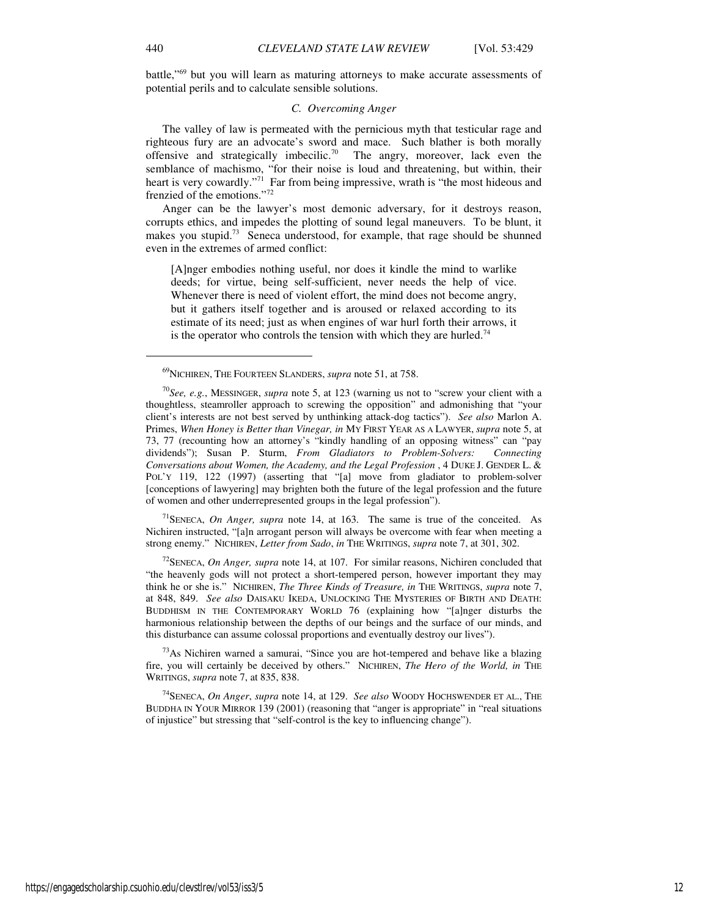battle,"[69] but you will learn as maturing attorneys to make accurate assessments of potential perils and to calculate sensible solutions.

### *C. Overcoming Anger*

The valley of law is permeated with the pernicious myth that testicular rage and righteous fury are an advocate's sword and mace. Such blather is both morally offensive and strategically imbecilic.[70] The angry, moreover, lack even the semblance of machismo, "for their noise is loud and threatening, but within, their heart is very cowardly."[71] Far from being impressive, wrath is "the most hideous and frenzied of the emotions."[72]

Anger can be the lawyer's most demonic adversary, for it destroys reason, corrupts ethics, and impedes the plotting of sound legal maneuvers. To be blunt, it makes you stupid.[73] Seneca understood, for example, that rage should be shunned even in the extremes of armed conflict:

> [A]nger embodies nothing useful, nor does it kindle the mind to warlike deeds; for virtue, being self-sufficient, never needs the help of vice. Whenever there is need of violent effort, the mind does not become angry, but it gathers itself together and is aroused or relaxed according to its estimate of its need; just as when engines of war hurl forth their arrows, it is the operator who controls the tension with which they are hurled.[74]

---

[69] NICHIREN, THE FOURTEEN SLANDERS, *supra* note 51, at 758.

[70] *See, e.g.*, MESSINGER, *supra* note 5, at 123 (warning us not to "screw your client with a thoughtless, steamroller approach to screwing the opposition" and admonishing that "your client's interests are not best served by unthinking attack-dog tactics"). *See also* Marlon A. Primes, *When Honey is Better than Vinegar, in* MY FIRST YEAR AS A LAWYER, *supra* note 5, at 73, 77 (recounting how an attorney's "kindly handling of an opposing witness" can "pay dividends"); Susan P. Sturm, *From Gladiators to Problem-Solvers: Connecting Conversations about Women, the Academy, and the Legal Profession* , 4 DUKE J. GENDER L. & POL'Y 119, 122 (1997) (asserting that "[a] move from gladiator to problem-solver [conceptions of lawyering] may brighten both the future of the legal profession and the future of women and other underrepresented groups in the legal profession").

[71] SENECA, *On Anger, supra* note 14, at 163. The same is true of the conceited. As Nichiren instructed, "[a]n arrogant person will always be overcome with fear when meeting a strong enemy." NICHIREN, *Letter from Sado*, *in* THE WRITINGS, *supra* note 7, at 301, 302.

[72] SENECA, *On Anger, supra* note 14, at 107. For similar reasons, Nichiren concluded that "the heavenly gods will not protect a short-tempered person, however important they may think he or she is." NICHIREN, *The Three Kinds of Treasure, in* THE WRITINGS, *supra* note 7, at 848, 849. *See also* DAISAKU IKEDA, UNLOCKING THE MYSTERIES OF BIRTH AND DEATH: BUDDHISM IN THE CONTEMPORARY WORLD 76 (explaining how "[a]nger disturbs the harmonious relationship between the depths of our beings and the surface of our minds, and this disturbance can assume colossal proportions and eventually destroy our lives").

[73] As Nichiren warned a samurai, "Since you are hot-tempered and behave like a blazing fire, you will certainly be deceived by others." NICHIREN, *The Hero of the World, in* THE WRITINGS, *supra* note 7, at 835, 838.

[74] SENECA, *On Anger*, *supra* note 14, at 129. *See also* WOODY HOCHSWENDER ET AL., THE BUDDHA IN YOUR MIRROR 139 (2001) (reasoning that "anger is appropriate" in "real situations of injustice" but stressing that "self-control is the key to influencing change").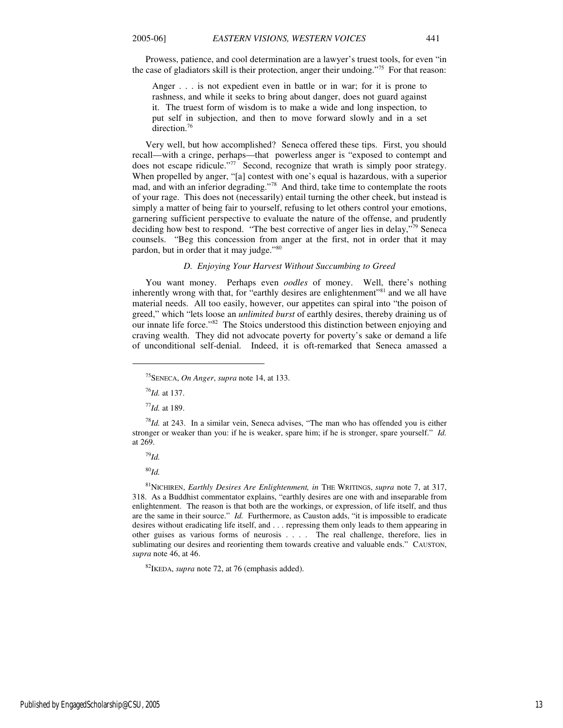Prowess, patience, and cool determination are a lawyer's truest tools, for even "in the case of gladiators skill is their protection, anger their undoing."[75] For that reason:

> Anger . . . is not expedient even in battle or in war; for it is prone to rashness, and while it seeks to bring about danger, does not guard against it. The truest form of wisdom is to make a wide and long inspection, to put self in subjection, and then to move forward slowly and in a set direction.[76]

Very well, but how accomplished? Seneca offered these tips. First, you should recall—with a cringe, perhaps—that powerless anger is "exposed to contempt and does not escape ridicule."[77] Second, recognize that wrath is simply poor strategy. When propelled by anger, "[a] contest with one's equal is hazardous, with a superior mad, and with an inferior degrading."[78] And third, take time to contemplate the roots of your rage. This does not (necessarily) entail turning the other cheek, but instead is simply a matter of being fair to yourself, refusing to let others control your emotions, garnering sufficient perspective to evaluate the nature of the offense, and prudently deciding how best to respond. "The best corrective of anger lies in delay,"[79] Seneca counsels. "Beg this concession from anger at the first, not in order that it may pardon, but in order that it may judge."[80]

### *D. Enjoying Your Harvest Without Succumbing to Greed*

You want money. Perhaps even *oodles* of money. Well, there's nothing inherently wrong with that, for "earthly desires are enlightenment"[81] and we all have material needs. All too easily, however, our appetites can spiral into "the poison of greed," which "lets loose an *unlimited burst* of earthly desires, thereby draining us of our innate life force."[82] The Stoics understood this distinction between enjoying and craving wealth. They did not advocate poverty for poverty's sake or demand a life of unconditional self-denial. Indeed, it is oft-remarked that Seneca amassed a

---

[75] SENECA, *On Anger*, *supra* note 14, at 133.

[76] *Id.* at 137.

[77] *Id.* at 189.

[78] *Id.* at 243. In a similar vein, Seneca advises, "The man who has offended you is either stronger or weaker than you: if he is weaker, spare him; if he is stronger, spare yourself." *Id.* at 269.

[79] *Id.*

[80] *Id.*

[81] NICHIREN, *Earthly Desires Are Enlightenment, in* THE WRITINGS, *supra* note 7, at 317, 318. As a Buddhist commentator explains, "earthly desires are one with and inseparable from enlightenment. The reason is that both are the workings, or expression, of life itself, and thus are the same in their source." *Id.* Furthermore, as Causton adds, "it is impossible to eradicate desires without eradicating life itself, and . . . repressing them only leads to them appearing in other guises as various forms of neurosis . . . . The real challenge, therefore, lies in sublimating our desires and reorienting them towards creative and valuable ends." CAUSTON, *supra* note 46, at 46.

[82] IKEDA, *supra* note 72, at 76 (emphasis added).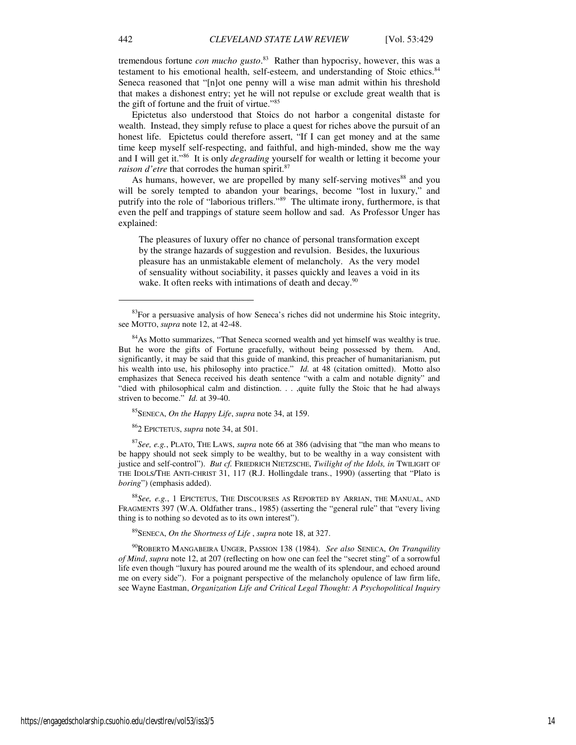tremendous fortune *con mucho gusto*.[83] Rather than hypocrisy, however, this was a testament to his emotional health, self-esteem, and understanding of Stoic ethics.[84] Seneca reasoned that "[n]ot one penny will a wise man admit within his threshold that makes a dishonest entry; yet he will not repulse or exclude great wealth that is the gift of fortune and the fruit of virtue."[85]

Epictetus also understood that Stoics do not harbor a congenital distaste for wealth. Instead, they simply refuse to place a quest for riches above the pursuit of an honest life. Epictetus could therefore assert, "If I can get money and at the same time keep myself self-respecting, and faithful, and high-minded, show me the way and I will get it."[86] It is only *degrading* yourself for wealth or letting it become your *raison d'etre* that corrodes the human spirit.[87]

As humans, however, we are propelled by many self-serving motives[88] and you will be sorely tempted to abandon your bearings, become "lost in luxury," and putrify into the role of "laborious triflers."[89] The ultimate irony, furthermore, is that even the pelf and trappings of stature seem hollow and sad. As Professor Unger has explained:

> The pleasures of luxury offer no chance of personal transformation except by the strange hazards of suggestion and revulsion. Besides, the luxurious pleasure has an unmistakable element of melancholy. As the very model of sensuality without sociability, it passes quickly and leaves a void in its wake. It often reeks with intimations of death and decay.[90]

---

[83] For a persuasive analysis of how Seneca's riches did not undermine his Stoic integrity, see MOTTO, *supra* note 12, at 42-48.

[84] As Motto summarizes, "That Seneca scorned wealth and yet himself was wealthy is true. But he wore the gifts of Fortune gracefully, without being possessed by them. And, significantly, it may be said that this guide of mankind, this preacher of humanitarianism, put his wealth into use, his philosophy into practice." *Id.* at 48 (citation omitted). Motto also emphasizes that Seneca received his death sentence "with a calm and notable dignity" and "died with philosophical calm and distinction. . . ,quite fully the Stoic that he had always striven to become." *Id.* at 39-40.

[85] SENECA, *On the Happy Life*, *supra* note 34, at 159.

[86] 2 EPICTETUS, *supra* note 34, at 501.

[87] *See, e.g.*, PLATO, THE LAWS, *supra* note 66 at 386 (advising that "the man who means to be happy should not seek simply to be wealthy, but to be wealthy in a way consistent with justice and self-control"). *But cf.* FRIEDRICH NIETZSCHE, *Twilight of the Idols, in* TWILIGHT OF THE IDOLS/THE ANTI-CHRIST 31, 117 (R.J. Hollingdale trans., 1990) (asserting that "Plato is *boring*") (emphasis added).

[88] *See, e.g.*, 1 EPICTETUS, THE DISCOURSES AS REPORTED BY ARRIAN, THE MANUAL, AND FRAGMENTS 397 (W.A. Oldfather trans., 1985) (asserting the "general rule" that "every living thing is to nothing so devoted as to its own interest").

[89] SENECA, *On the Shortness of Life* , *supra* note 18, at 327.

[90] ROBERTO MANGABEIRA UNGER, PASSION 138 (1984). *See also* SENECA, *On Tranquility of Mind*, *supra* note 12, at 207 (reflecting on how one can feel the "secret sting" of a sorrowful life even though "luxury has poured around me the wealth of its splendour, and echoed around me on every side"). For a poignant perspective of the melancholy opulence of law firm life, see Wayne Eastman, *Organization Life and Critical Legal Thought: A Psychopolitical Inquiry*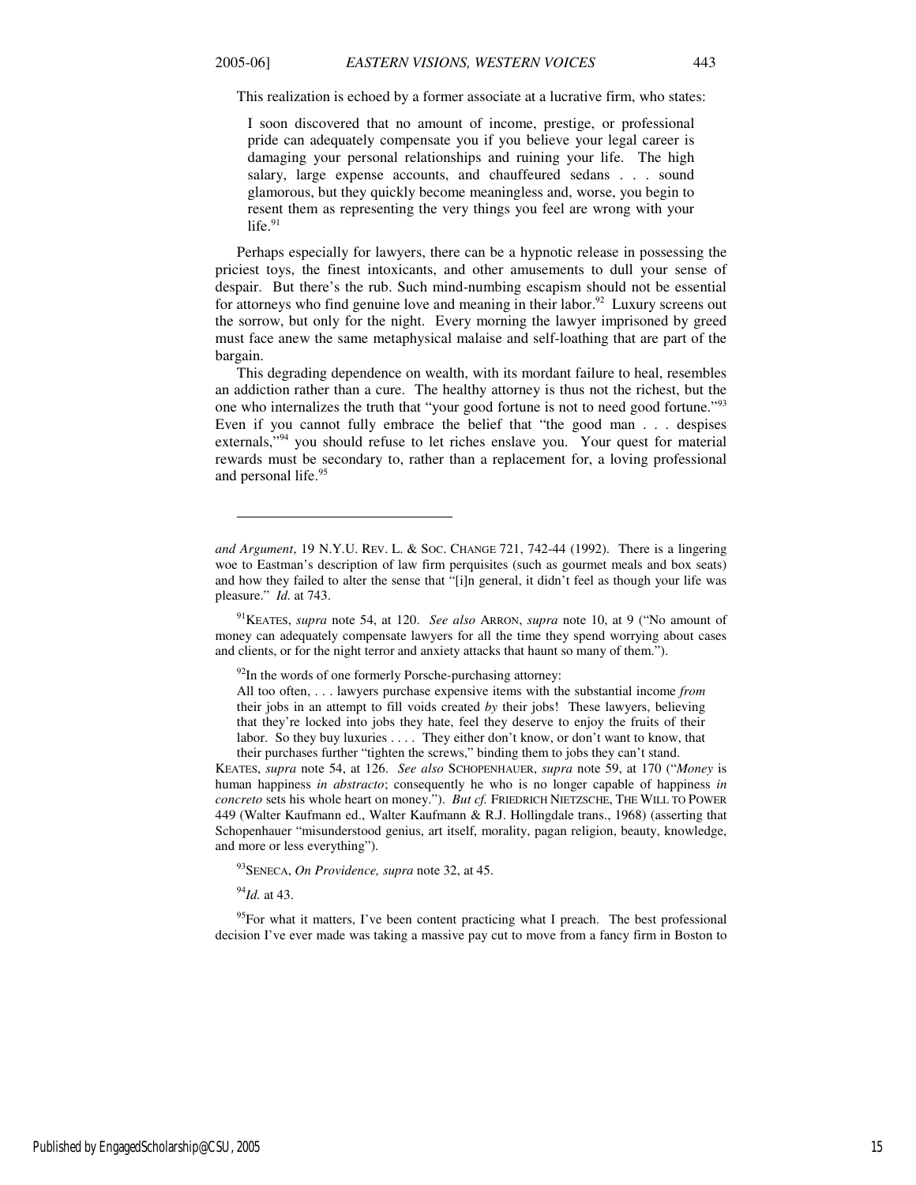This realization is echoed by a former associate at a lucrative firm, who states:

> I soon discovered that no amount of income, prestige, or professional pride can adequately compensate you if you believe your legal career is damaging your personal relationships and ruining your life. The high salary, large expense accounts, and chauffeured sedans . . . sound glamorous, but they quickly become meaningless and, worse, you begin to resent them as representing the very things you feel are wrong with your life.[91]

Perhaps especially for lawyers, there can be a hypnotic release in possessing the priciest toys, the finest intoxicants, and other amusements to dull your sense of despair. But there's the rub. Such mind-numbing escapism should not be essential for attorneys who find genuine love and meaning in their labor.[92] Luxury screens out the sorrow, but only for the night. Every morning the lawyer imprisoned by greed must face anew the same metaphysical malaise and self-loathing that are part of the bargain.

This degrading dependence on wealth, with its mordant failure to heal, resembles an addiction rather than a cure. The healthy attorney is thus not the richest, but the one who internalizes the truth that "your good fortune is not to need good fortune."[93] Even if you cannot fully embrace the belief that "the good man . . . despises externals,"[94] you should refuse to let riches enslave you. Your quest for material rewards must be secondary to, rather than a replacement for, a loving professional and personal life.[95]

---

*and Argument*, 19 N.Y.U. REV. L. & SOC. CHANGE 721, 742-44 (1992). There is a lingering woe to Eastman's description of law firm perquisites (such as gourmet meals and box seats) and how they failed to alter the sense that "[i]n general, it didn't feel as though your life was pleasure." *Id.* at 743.

[91]KEATES, *supra* note 54, at 120. *See also* ARRON, *supra* note 10, at 9 ("No amount of money can adequately compensate lawyers for all the time they spend worrying about cases and clients, or for the night terror and anxiety attacks that haunt so many of them.").

[92]In the words of one formerly Porsche-purchasing attorney:

> All too often, . . . lawyers purchase expensive items with the substantial income *from* their jobs in an attempt to fill voids created *by* their jobs! These lawyers, believing that they're locked into jobs they hate, feel they deserve to enjoy the fruits of their labor. So they buy luxuries . . . . They either don't know, or don't want to know, that their purchases further "tighten the screws," binding them to jobs they can't stand.

KEATES, *supra* note 54, at 126. *See also* SCHOPENHAUER, *supra* note 59, at 170 ("*Money* is human happiness *in abstracto*; consequently he who is no longer capable of happiness *in concreto* sets his whole heart on money."). *But cf.* FRIEDRICH NIETZSCHE, THE WILL TO POWER 449 (Walter Kaufmann ed., Walter Kaufmann & R.J. Hollingdale trans., 1968) (asserting that Schopenhauer "misunderstood genius, art itself, morality, pagan religion, beauty, knowledge, and more or less everything").

[93]SENECA, *On Providence, supra* note 32, at 45.

[94]*Id.* at 43.

[95]For what it matters, I've been content practicing what I preach. The best professional decision I've ever made was taking a massive pay cut to move from a fancy firm in Boston to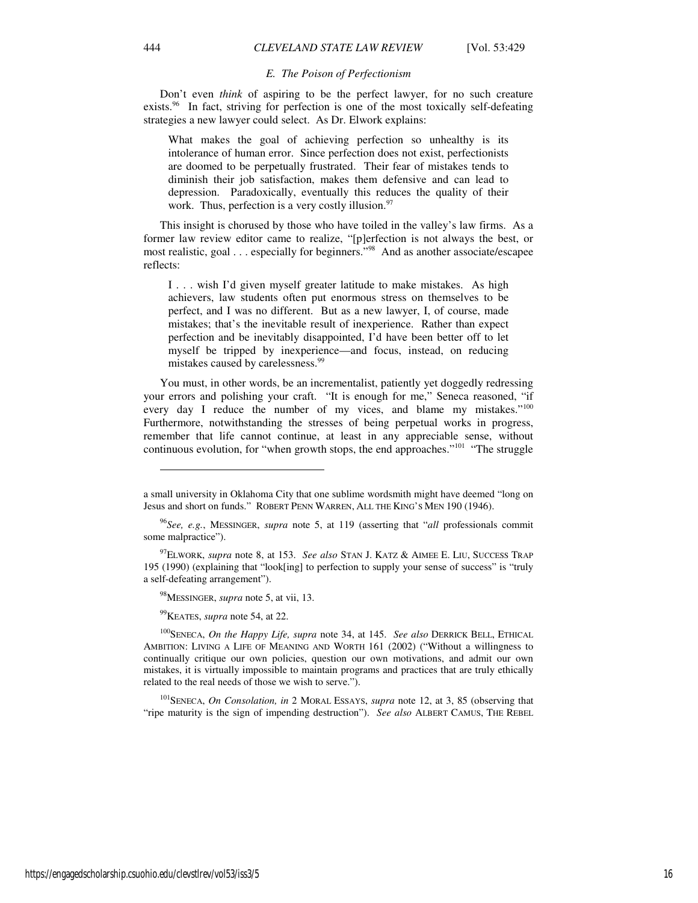### *E. The Poison of Perfectionism*

Don't even *think* of aspiring to be the perfect lawyer, for no such creature exists.[96] In fact, striving for perfection is one of the most toxically self-defeating strategies a new lawyer could select. As Dr. Elwork explains:

> What makes the goal of achieving perfection so unhealthy is its intolerance of human error. Since perfection does not exist, perfectionists are doomed to be perpetually frustrated. Their fear of mistakes tends to diminish their job satisfaction, makes them defensive and can lead to depression. Paradoxically, eventually this reduces the quality of their work. Thus, perfection is a very costly illusion.[97]

This insight is chorused by those who have toiled in the valley's law firms. As a former law review editor came to realize, "[p]erfection is not always the best, or most realistic, goal . . . especially for beginners."[98] And as another associate/escapee reflects:

> I . . . wish I'd given myself greater latitude to make mistakes. As high achievers, law students often put enormous stress on themselves to be perfect, and I was no different. But as a new lawyer, I, of course, made mistakes; that's the inevitable result of inexperience. Rather than expect perfection and be inevitably disappointed, I'd have been better off to let myself be tripped by inexperience—and focus, instead, on reducing mistakes caused by carelessness.[99]

You must, in other words, be an incrementalist, patiently yet doggedly redressing your errors and polishing your craft. "It is enough for me," Seneca reasoned, "if every day I reduce the number of my vices, and blame my mistakes."[100] Furthermore, notwithstanding the stresses of being perpetual works in progress, remember that life cannot continue, at least in any appreciable sense, without continuous evolution, for "when growth stops, the end approaches."[101] "The struggle

---

a small university in Oklahoma City that one sublime wordsmith might have deemed "long on Jesus and short on funds." ROBERT PENN WARREN, ALL THE KING'S MEN 190 (1946).

[96] *See, e.g.*, MESSINGER, *supra* note 5, at 119 (asserting that "*all* professionals commit some malpractice").

[97] ELWORK, *supra* note 8, at 153. *See also* STAN J. KATZ & AIMEE E. LIU, SUCCESS TRAP 195 (1990) (explaining that "look[ing] to perfection to supply your sense of success" is "truly a self-defeating arrangement").

[98] MESSINGER, *supra* note 5, at vii, 13.

[99] KEATES, *supra* note 54, at 22.

[100] SENECA, *On the Happy Life, supra* note 34, at 145. *See also* DERRICK BELL, ETHICAL AMBITION: LIVING A LIFE OF MEANING AND WORTH 161 (2002) ("Without a willingness to continually critique our own policies, question our own motivations, and admit our own mistakes, it is virtually impossible to maintain programs and practices that are truly ethically related to the real needs of those we wish to serve.").

[101] SENECA, *On Consolation, in* 2 MORAL ESSAYS, *supra* note 12, at 3, 85 (observing that "ripe maturity is the sign of impending destruction"). *See also* ALBERT CAMUS, THE REBEL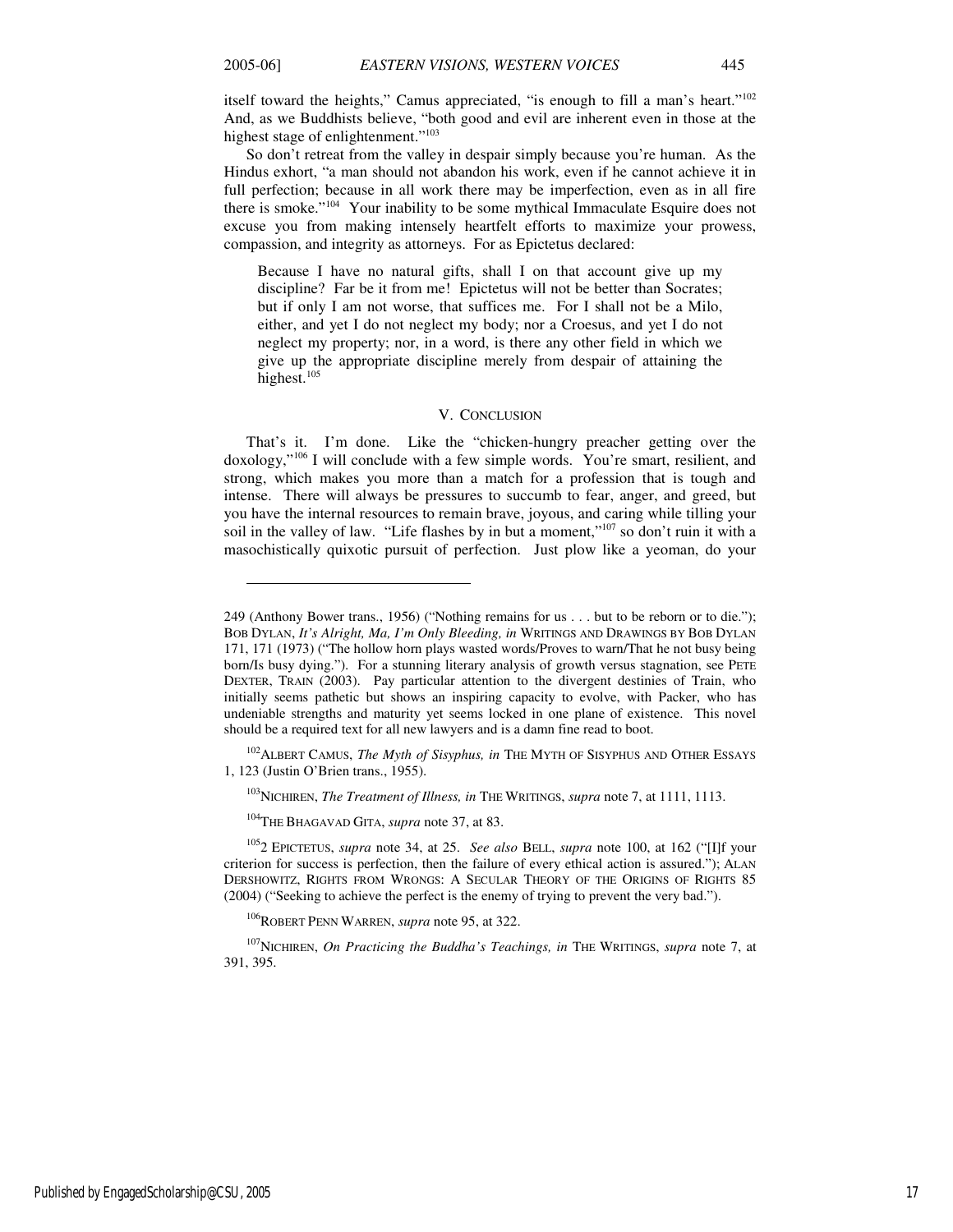itself toward the heights," Camus appreciated, "is enough to fill a man's heart."[102] And, as we Buddhists believe, "both good and evil are inherent even in those at the highest stage of enlightenment."[103]

So don't retreat from the valley in despair simply because you're human. As the Hindus exhort, "a man should not abandon his work, even if he cannot achieve it in full perfection; because in all work there may be imperfection, even as in all fire there is smoke."[104] Your inability to be some mythical Immaculate Esquire does not excuse you from making intensely heartfelt efforts to maximize your prowess, compassion, and integrity as attorneys. For as Epictetus declared:

> Because I have no natural gifts, shall I on that account give up my discipline? Far be it from me! Epictetus will not be better than Socrates; but if only I am not worse, that suffices me. For I shall not be a Milo, either, and yet I do not neglect my body; nor a Croesus, and yet I do not neglect my property; nor, in a word, is there any other field in which we give up the appropriate discipline merely from despair of attaining the highest.[105]

## V. CONCLUSION

That's it. I'm done. Like the "chicken-hungry preacher getting over the doxology,"[106] I will conclude with a few simple words. You're smart, resilient, and strong, which makes you more than a match for a profession that is tough and intense. There will always be pressures to succumb to fear, anger, and greed, but you have the internal resources to remain brave, joyous, and caring while tilling your soil in the valley of law. "Life flashes by in but a moment,"[107] so don't ruin it with a masochistically quixotic pursuit of perfection. Just plow like a yeoman, do your

---

249 (Anthony Bower trans., 1956) ("Nothing remains for us . . . but to be reborn or to die."); BOB DYLAN, *It's Alright, Ma, I'm Only Bleeding, in* WRITINGS AND DRAWINGS BY BOB DYLAN 171, 171 (1973) ("The hollow horn plays wasted words/Proves to warn/That he not busy being born/Is busy dying."). For a stunning literary analysis of growth versus stagnation, see PETE DEXTER, TRAIN (2003). Pay particular attention to the divergent destinies of Train, who initially seems pathetic but shows an inspiring capacity to evolve, with Packer, who has undeniable strengths and maturity yet seems locked in one plane of existence. This novel should be a required text for all new lawyers and is a damn fine read to boot.

[102] ALBERT CAMUS, *The Myth of Sisyphus, in* THE MYTH OF SISYPHUS AND OTHER ESSAYS 1, 123 (Justin O'Brien trans., 1955).

[103] NICHIREN, *The Treatment of Illness, in* THE WRITINGS, *supra* note 7, at 1111, 1113.

[104] THE BHAGAVAD GITA, *supra* note 37, at 83.

[105] 2 EPICTETUS, *supra* note 34, at 25. *See also* BELL, *supra* note 100, at 162 ("[I]f your criterion for success is perfection, then the failure of every ethical action is assured."); ALAN DERSHOWITZ, RIGHTS FROM WRONGS: A SECULAR THEORY OF THE ORIGINS OF RIGHTS 85 (2004) ("Seeking to achieve the perfect is the enemy of trying to prevent the very bad.").

[106] ROBERT PENN WARREN, *supra* note 95, at 322.

[107] NICHIREN, *On Practicing the Buddha's Teachings, in* THE WRITINGS, *supra* note 7, at 391, 395.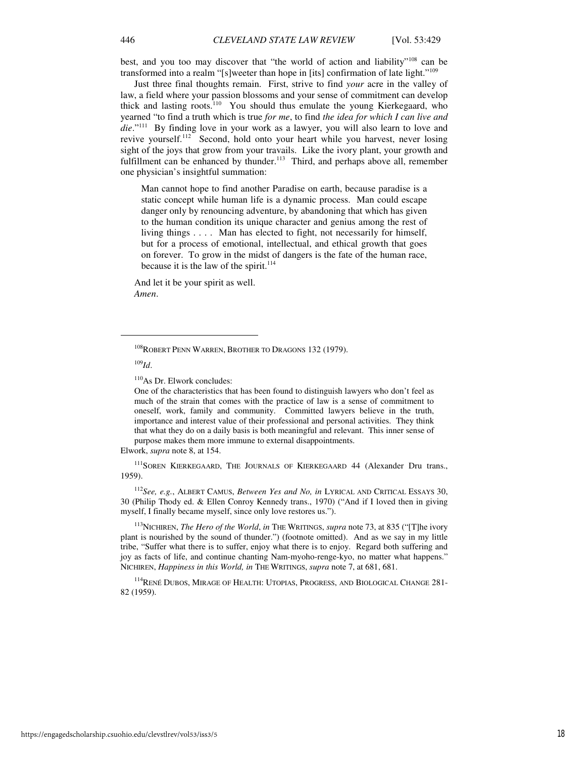best, and you too may discover that "the world of action and liability"[108] can be transformed into a realm "[s]weeter than hope in [its] confirmation of late light."[109]

Just three final thoughts remain. First, strive to find *your* acre in the valley of law, a field where your passion blossoms and your sense of commitment can develop thick and lasting roots.[110] You should thus emulate the young Kierkegaard, who yearned "to find a truth which is true *for me*, to find *the idea for which I can live and die*."[111] By finding love in your work as a lawyer, you will also learn to love and revive yourself.[112] Second, hold onto your heart while you harvest, never losing sight of the joys that grow from your travails. Like the ivory plant, your growth and fulfillment can be enhanced by thunder.[113] Third, and perhaps above all, remember one physician's insightful summation:

> Man cannot hope to find another Paradise on earth, because paradise is a static concept while human life is a dynamic process. Man could escape danger only by renouncing adventure, by abandoning that which has given to the human condition its unique character and genius among the rest of living things . . . . Man has elected to fight, not necessarily for himself, but for a process of emotional, intellectual, and ethical growth that goes on forever. To grow in the midst of dangers is the fate of the human race, because it is the law of the spirit.[114]

And let it be your spirit as well.
*Amen*.

---

[108] ROBERT PENN WARREN, BROTHER TO DRAGONS 132 (1979).

[109] *Id*.

[110] As Dr. Elwork concludes:

> One of the characteristics that has been found to distinguish lawyers who don't feel as much of the strain that comes with the practice of law is a sense of commitment to oneself, work, family and community. Committed lawyers believe in the truth, importance and interest value of their professional and personal activities. They think that what they do on a daily basis is both meaningful and relevant. This inner sense of purpose makes them more immune to external disappointments.

Elwork, *supra* note 8, at 154.

[111] SOREN KIERKEGAARD, THE JOURNALS OF KIERKEGAARD 44 (Alexander Dru trans., 1959).

[112] *See, e.g.*, ALBERT CAMUS, *Between Yes and No, in* LYRICAL AND CRITICAL ESSAYS 30, 30 (Philip Thody ed. & Ellen Conroy Kennedy trans., 1970) ("And if I loved then in giving myself, I finally became myself, since only love restores us.").

[113] NICHIREN, *The Hero of the World*, *in* THE WRITINGS, *supra* note 73, at 835 ("[T]he ivory plant is nourished by the sound of thunder.") (footnote omitted). And as we say in my little tribe, "Suffer what there is to suffer, enjoy what there is to enjoy. Regard both suffering and joy as facts of life, and continue chanting Nam-myoho-renge-kyo, no matter what happens." NICHIREN, *Happiness in this World, in* THE WRITINGS, *supra* note 7, at 681, 681.

[114] RENÉ DUBOS, MIRAGE OF HEALTH: UTOPIAS, PROGRESS, AND BIOLOGICAL CHANGE 281-82 (1959).